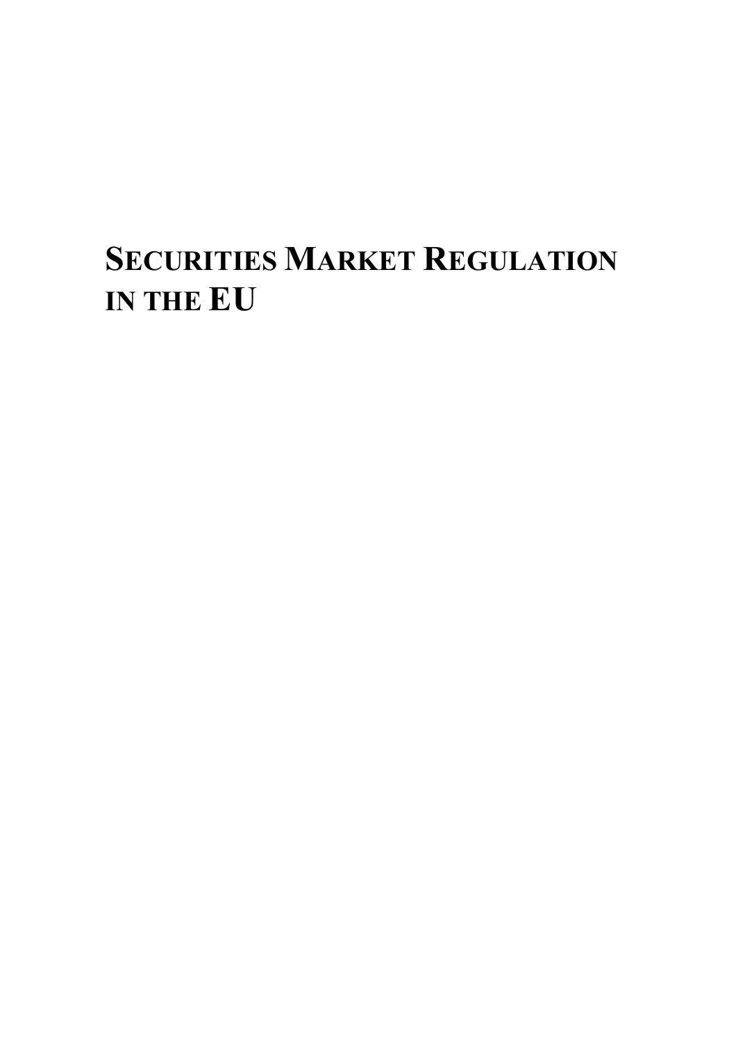# SECURITIES MARKET REGULATION IN THE EU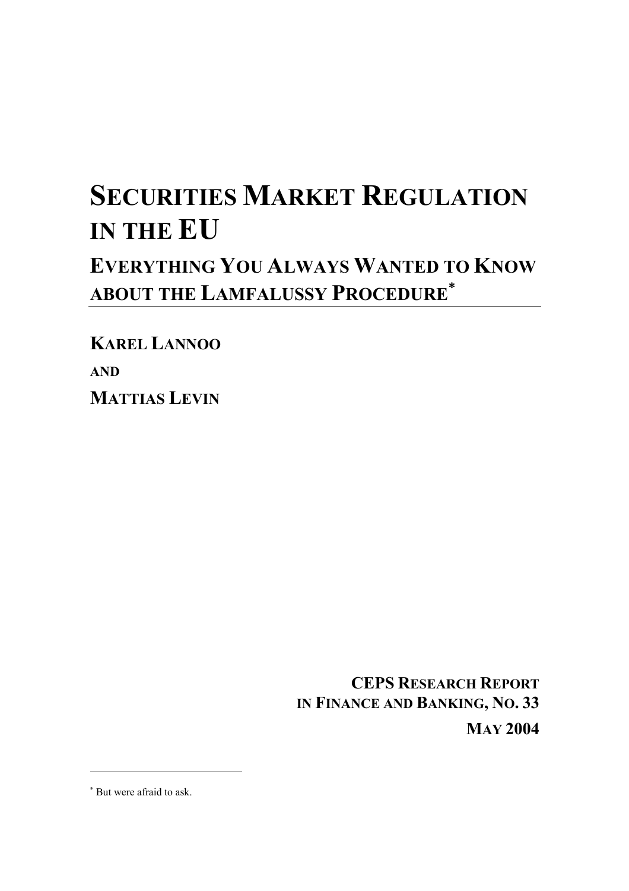# SECURITIES MARKET REGULATION IN THE EU

## EVERYTHING YOU ALWAYS WANTED TO KNOW ABOUT THE LAMFALUSSY PROCEDURE*

**KAREL LANNOO**

**AND**

**MATTIAS LEVIN**

**CEPS RESEARCH REPORT IN FINANCE AND BANKING, NO. 33**

**MAY 2004**

---

* But were afraid to ask.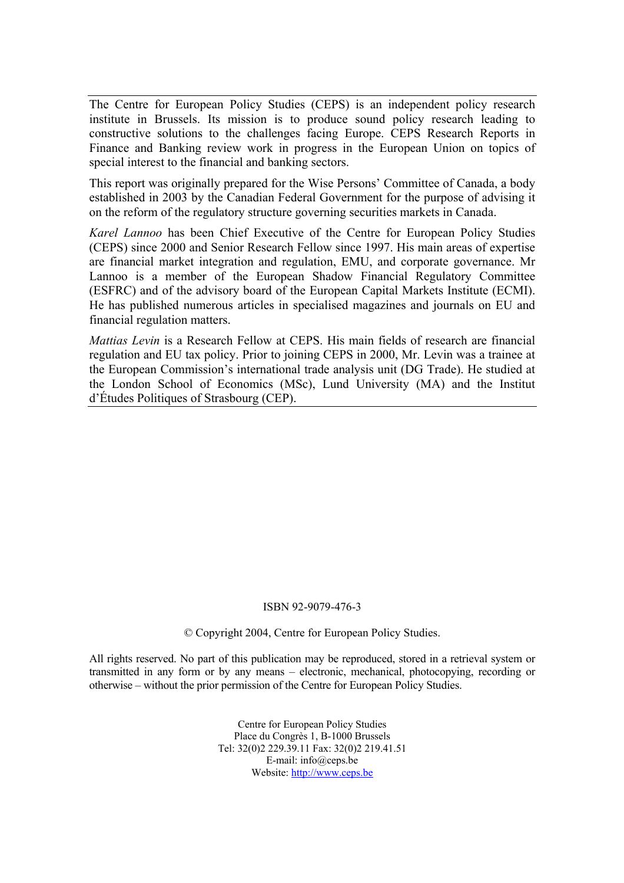The Centre for European Policy Studies (CEPS) is an independent policy research institute in Brussels. Its mission is to produce sound policy research leading to constructive solutions to the challenges facing Europe. CEPS Research Reports in Finance and Banking review work in progress in the European Union on topics of special interest to the financial and banking sectors.

This report was originally prepared for the Wise Persons' Committee of Canada, a body established in 2003 by the Canadian Federal Government for the purpose of advising it on the reform of the regulatory structure governing securities markets in Canada.

*Karel Lannoo* has been Chief Executive of the Centre for European Policy Studies (CEPS) since 2000 and Senior Research Fellow since 1997. His main areas of expertise are financial market integration and regulation, EMU, and corporate governance. Mr Lannoo is a member of the European Shadow Financial Regulatory Committee (ESFRC) and of the advisory board of the European Capital Markets Institute (ECMI). He has published numerous articles in specialised magazines and journals on EU and financial regulation matters.

*Mattias Levin* is a Research Fellow at CEPS. His main fields of research are financial regulation and EU tax policy. Prior to joining CEPS in 2000, Mr. Levin was a trainee at the European Commission's international trade analysis unit (DG Trade). He studied at the London School of Economics (MSc), Lund University (MA) and the Institut d'Études Politiques of Strasbourg (CEP).

ISBN 92-9079-476-3

© Copyright 2004, Centre for European Policy Studies.

All rights reserved. No part of this publication may be reproduced, stored in a retrieval system or transmitted in any form or by any means – electronic, mechanical, photocopying, recording or otherwise – without the prior permission of the Centre for European Policy Studies.

Centre for European Policy Studies
Place du Congrès 1, B-1000 Brussels
Tel: 32(0)2 229.39.11 Fax: 32(0)2 219.41.51
E-mail: info@ceps.be
Website: http://www.ceps.be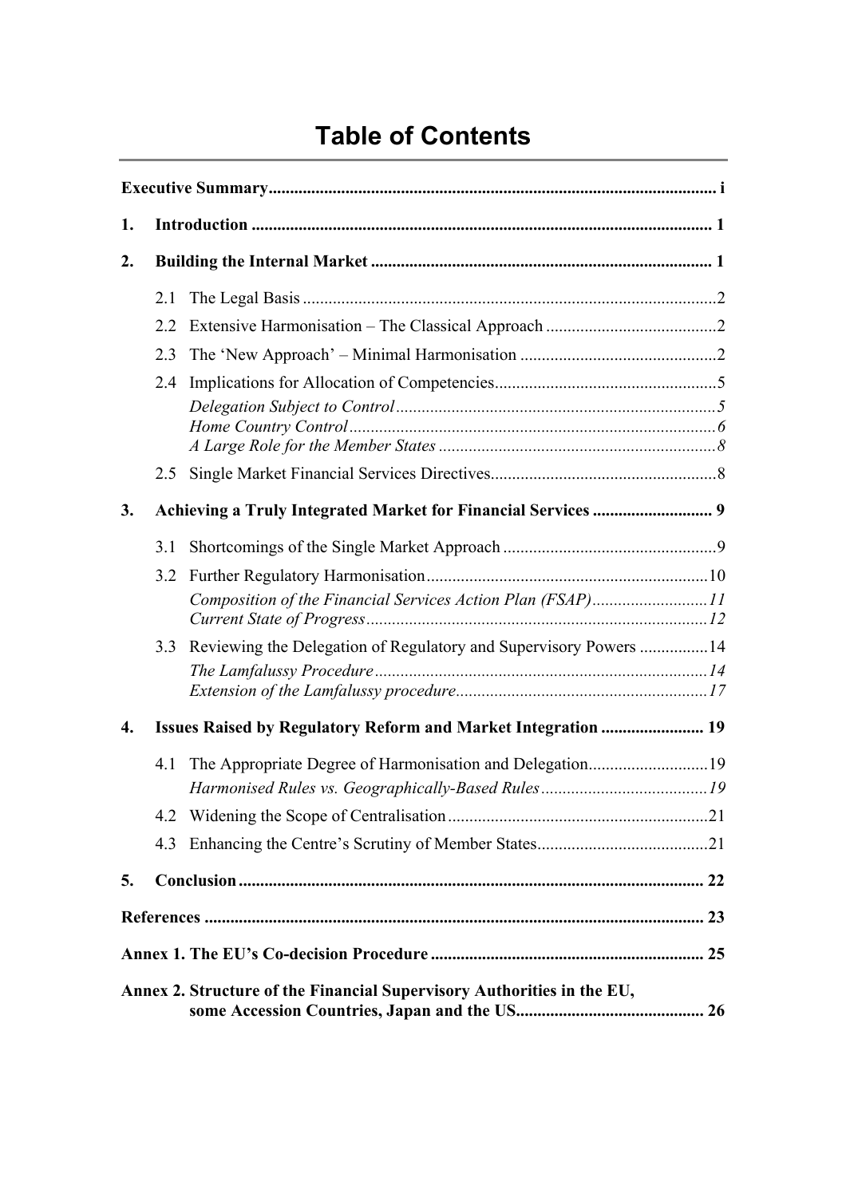# Table of Contents

**Executive Summary** ........................................................................................................ i

**1. Introduction** .......................................................................................................... 1

**2. Building the Internal Market** ............................................................................... 1

- 2.1 The Legal Basis ................................................................................................ 2
- 2.2 Extensive Harmonisation – The Classical Approach ....................................... 2
- 2.3 The 'New Approach' – Minimal Harmonisation ............................................. 2
- 2.4 Implications for Allocation of Competencies ................................................... 5
  - *Delegation Subject to Control* .......................................................................... 5
  - *Home Country Control* ..................................................................................... 6
  - *A Large Role for the Member States* ................................................................ 8
- 2.5 Single Market Financial Services Directives .................................................... 8

**3. Achieving a Truly Integrated Market for Financial Services** ........................... 9

- 3.1 Shortcomings of the Single Market Approach ................................................. 9
- 3.2 Further Regulatory Harmonisation ................................................................. 10
  - *Composition of the Financial Services Action Plan (FSAP)* .......................... 11
  - *Current State of Progress* ............................................................................... 12
- 3.3 Reviewing the Delegation of Regulatory and Supervisory Powers ................ 14
  - *The Lamfalussy Procedure* ............................................................................. 14
  - *Extension of the Lamfalussy procedure* .......................................................... 17

**4. Issues Raised by Regulatory Reform and Market Integration** ........................ 19

- 4.1 The Appropriate Degree of Harmonisation and Delegation ............................ 19
  - *Harmonised Rules vs. Geographically-Based Rules* ....................................... 19
- 4.2 Widening the Scope of Centralisation ............................................................ 21
- 4.3 Enhancing the Centre's Scrutiny of Member States ........................................ 21

**5. Conclusion** ........................................................................................................... 22

**References** ................................................................................................................ 23

**Annex 1. The EU's Co-decision Procedure** ............................................................ 25

**Annex 2. Structure of the Financial Supervisory Authorities in the EU, some Accession Countries, Japan and the US** ............................................ 26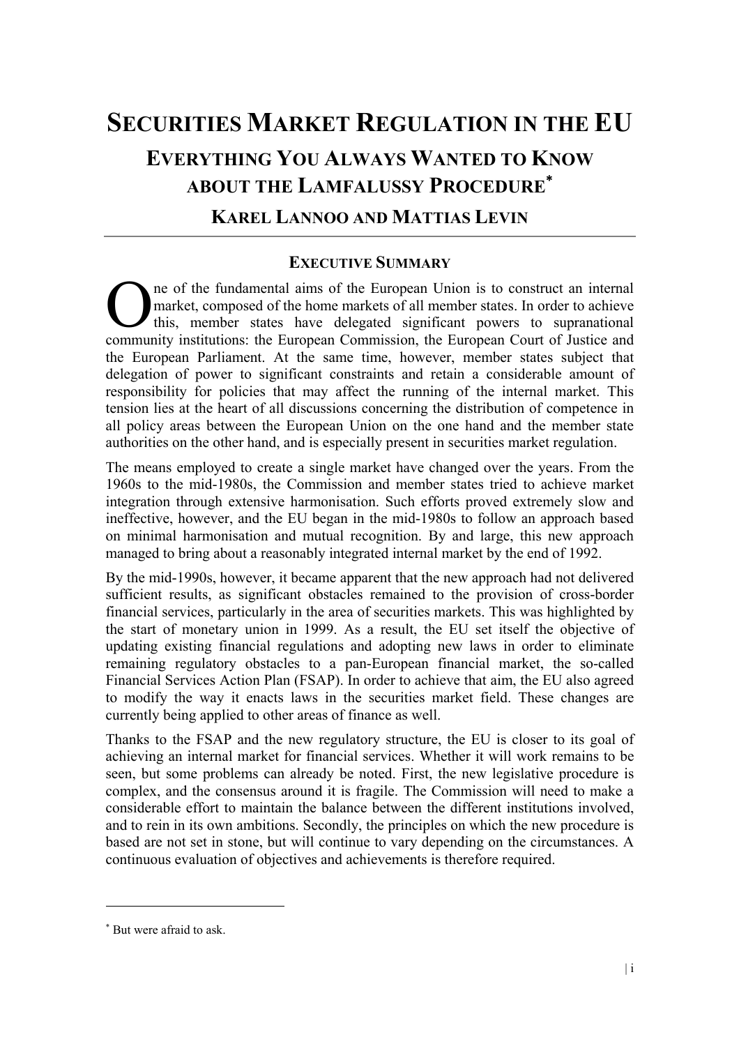# SECURITIES MARKET REGULATION IN THE EU

## EVERYTHING YOU ALWAYS WANTED TO KNOW ABOUT THE LAMFALUSSY PROCEDURE*

### KAREL LANNOO AND MATTIAS LEVIN

---

### EXECUTIVE SUMMARY

One of the fundamental aims of the European Union is to construct an internal market, composed of the home markets of all member states. In order to achieve this, member states have delegated significant powers to supranational community institutions: the European Commission, the European Court of Justice and the European Parliament. At the same time, however, member states subject that delegation of power to significant constraints and retain a considerable amount of responsibility for policies that may affect the running of the internal market. This tension lies at the heart of all discussions concerning the distribution of competence in all policy areas between the European Union on the one hand and the member state authorities on the other hand, and is especially present in securities market regulation.

The means employed to create a single market have changed over the years. From the 1960s to the mid-1980s, the Commission and member states tried to achieve market integration through extensive harmonisation. Such efforts proved extremely slow and ineffective, however, and the EU began in the mid-1980s to follow an approach based on minimal harmonisation and mutual recognition. By and large, this new approach managed to bring about a reasonably integrated internal market by the end of 1992.

By the mid-1990s, however, it became apparent that the new approach had not delivered sufficient results, as significant obstacles remained to the provision of cross-border financial services, particularly in the area of securities markets. This was highlighted by the start of monetary union in 1999. As a result, the EU set itself the objective of updating existing financial regulations and adopting new laws in order to eliminate remaining regulatory obstacles to a pan-European financial market, the so-called Financial Services Action Plan (FSAP). In order to achieve that aim, the EU also agreed to modify the way it enacts laws in the securities market field. These changes are currently being applied to other areas of finance as well.

Thanks to the FSAP and the new regulatory structure, the EU is closer to its goal of achieving an internal market for financial services. Whether it will work remains to be seen, but some problems can already be noted. First, the new legislative procedure is complex, and the consensus around it is fragile. The Commission will need to make a considerable effort to maintain the balance between the different institutions involved, and to rein in its own ambitions. Secondly, the principles on which the new procedure is based are not set in stone, but will continue to vary depending on the circumstances. A continuous evaluation of objectives and achievements is therefore required.

---

* But were afraid to ask.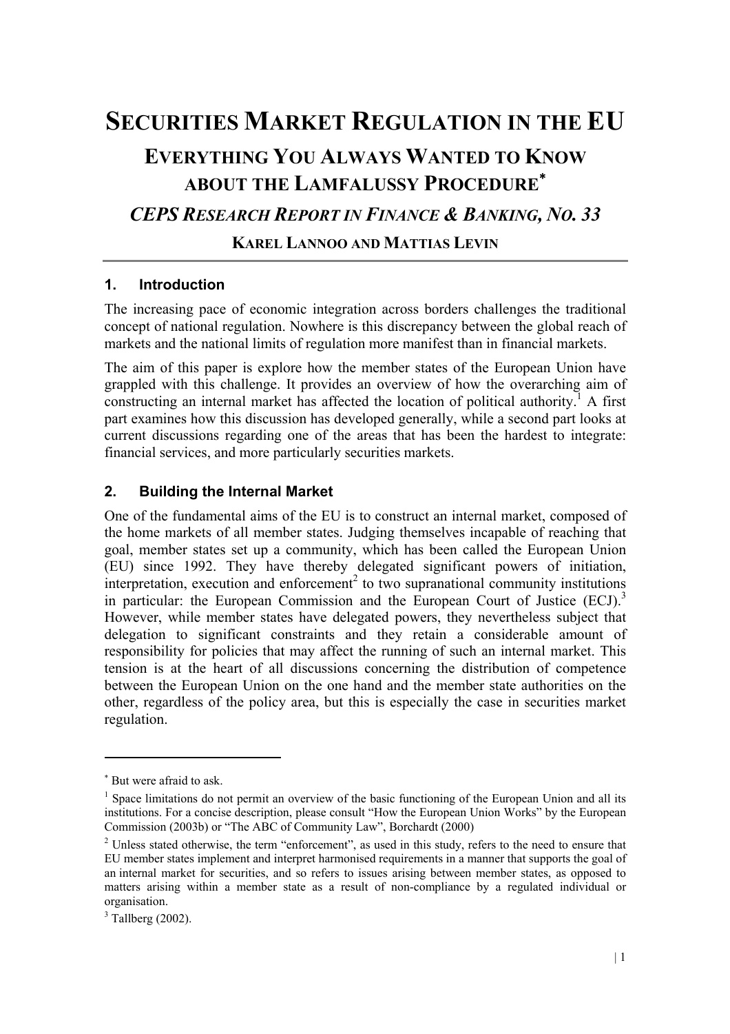# SECURITIES MARKET REGULATION IN THE EU

## EVERYTHING YOU ALWAYS WANTED TO KNOW ABOUT THE LAMFALUSSY PROCEDURE*

### *CEPS RESEARCH REPORT IN FINANCE & BANKING, NO. 33*

**KAREL LANNOO AND MATTIAS LEVIN**

## 1. Introduction

The increasing pace of economic integration across borders challenges the traditional concept of national regulation. Nowhere is this discrepancy between the global reach of markets and the national limits of regulation more manifest than in financial markets.

The aim of this paper is explore how the member states of the European Union have grappled with this challenge. It provides an overview of how the overarching aim of constructing an internal market has affected the location of political authority.[1] A first part examines how this discussion has developed generally, while a second part looks at current discussions regarding one of the areas that has been the hardest to integrate: financial services, and more particularly securities markets.

## 2. Building the Internal Market

One of the fundamental aims of the EU is to construct an internal market, composed of the home markets of all member states. Judging themselves incapable of reaching that goal, member states set up a community, which has been called the European Union (EU) since 1992. They have thereby delegated significant powers of initiation, interpretation, execution and enforcement[2] to two supranational community institutions in particular: the European Commission and the European Court of Justice (ECJ).[3] However, while member states have delegated powers, they nevertheless subject that delegation to significant constraints and they retain a considerable amount of responsibility for policies that may affect the running of such an internal market. This tension is at the heart of all discussions concerning the distribution of competence between the European Union on the one hand and the member state authorities on the other, regardless of the policy area, but this is especially the case in securities market regulation.

---

* But were afraid to ask.

[1] Space limitations do not permit an overview of the basic functioning of the European Union and all its institutions. For a concise description, please consult "How the European Union Works" by the European Commission (2003b) or "The ABC of Community Law", Borchardt (2000)

[2] Unless stated otherwise, the term "enforcement", as used in this study, refers to the need to ensure that EU member states implement and interpret harmonised requirements in a manner that supports the goal of an internal market for securities, and so refers to issues arising between member states, as opposed to matters arising within a member state as a result of non-compliance by a regulated individual or organisation.

[3] Tallberg (2002).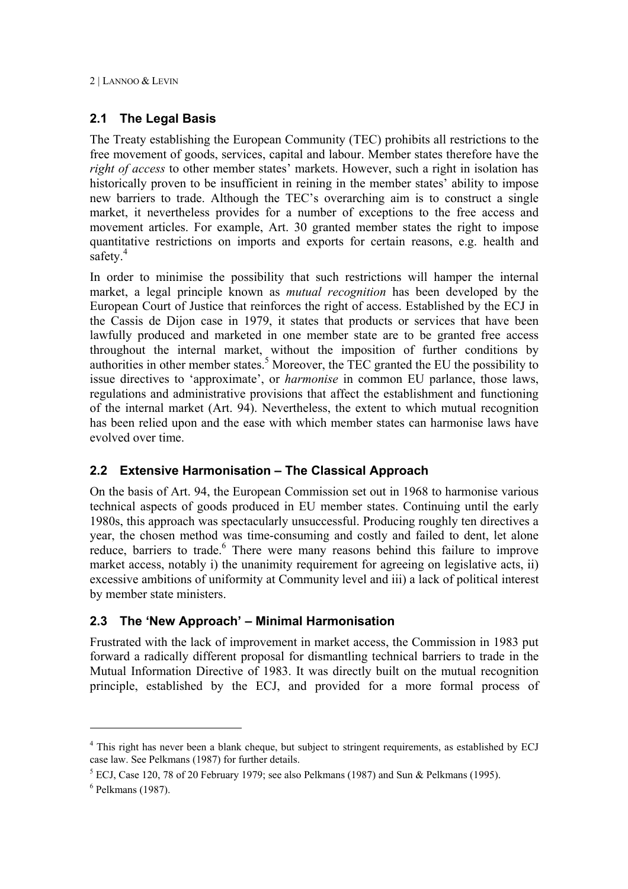## 2.1 The Legal Basis

The Treaty establishing the European Community (TEC) prohibits all restrictions to the free movement of goods, services, capital and labour. Member states therefore have the *right of access* to other member states' markets. However, such a right in isolation has historically proven to be insufficient in reining in the member states' ability to impose new barriers to trade. Although the TEC's overarching aim is to construct a single market, it nevertheless provides for a number of exceptions to the free access and movement articles. For example, Art. 30 granted member states the right to impose quantitative restrictions on imports and exports for certain reasons, e.g. health and safety.[4]

In order to minimise the possibility that such restrictions will hamper the internal market, a legal principle known as *mutual recognition* has been developed by the European Court of Justice that reinforces the right of access. Established by the ECJ in the Cassis de Dijon case in 1979, it states that products or services that have been lawfully produced and marketed in one member state are to be granted free access throughout the internal market, without the imposition of further conditions by authorities in other member states.[5] Moreover, the TEC granted the EU the possibility to issue directives to 'approximate', or *harmonise* in common EU parlance, those laws, regulations and administrative provisions that affect the establishment and functioning of the internal market (Art. 94). Nevertheless, the extent to which mutual recognition has been relied upon and the ease with which member states can harmonise laws have evolved over time.

## 2.2 Extensive Harmonisation – The Classical Approach

On the basis of Art. 94, the European Commission set out in 1968 to harmonise various technical aspects of goods produced in EU member states. Continuing until the early 1980s, this approach was spectacularly unsuccessful. Producing roughly ten directives a year, the chosen method was time-consuming and costly and failed to dent, let alone reduce, barriers to trade.[6] There were many reasons behind this failure to improve market access, notably i) the unanimity requirement for agreeing on legislative acts, ii) excessive ambitions of uniformity at Community level and iii) a lack of political interest by member state ministers.

## 2.3 The 'New Approach' – Minimal Harmonisation

Frustrated with the lack of improvement in market access, the Commission in 1983 put forward a radically different proposal for dismantling technical barriers to trade in the Mutual Information Directive of 1983. It was directly built on the mutual recognition principle, established by the ECJ, and provided for a more formal process of

---

[4] This right has never been a blank cheque, but subject to stringent requirements, as established by ECJ case law. See Pelkmans (1987) for further details.

[5] ECJ, Case 120, 78 of 20 February 1979; see also Pelkmans (1987) and Sun & Pelkmans (1995).

[6] Pelkmans (1987).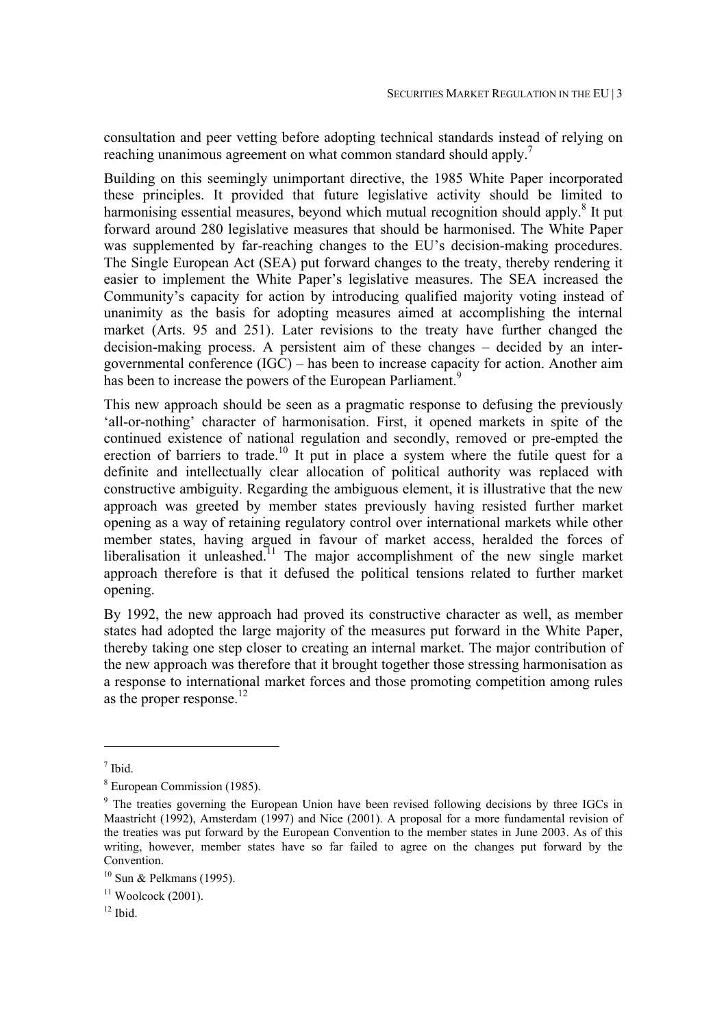consultation and peer vetting before adopting technical standards instead of relying on reaching unanimous agreement on what common standard should apply.[7]

Building on this seemingly unimportant directive, the 1985 White Paper incorporated these principles. It provided that future legislative activity should be limited to harmonising essential measures, beyond which mutual recognition should apply.[8] It put forward around 280 legislative measures that should be harmonised. The White Paper was supplemented by far-reaching changes to the EU's decision-making procedures. The Single European Act (SEA) put forward changes to the treaty, thereby rendering it easier to implement the White Paper's legislative measures. The SEA increased the Community's capacity for action by introducing qualified majority voting instead of unanimity as the basis for adopting measures aimed at accomplishing the internal market (Arts. 95 and 251). Later revisions to the treaty have further changed the decision-making process. A persistent aim of these changes – decided by an inter-governmental conference (IGC) – has been to increase capacity for action. Another aim has been to increase the powers of the European Parliament.[9]

This new approach should be seen as a pragmatic response to defusing the previously 'all-or-nothing' character of harmonisation. First, it opened markets in spite of the continued existence of national regulation and secondly, removed or pre-empted the erection of barriers to trade.[10] It put in place a system where the futile quest for a definite and intellectually clear allocation of political authority was replaced with constructive ambiguity. Regarding the ambiguous element, it is illustrative that the new approach was greeted by member states previously having resisted further market opening as a way of retaining regulatory control over international markets while other member states, having argued in favour of market access, heralded the forces of liberalisation it unleashed.[11] The major accomplishment of the new single market approach therefore is that it defused the political tensions related to further market opening.

By 1992, the new approach had proved its constructive character as well, as member states had adopted the large majority of the measures put forward in the White Paper, thereby taking one step closer to creating an internal market. The major contribution of the new approach was therefore that it brought together those stressing harmonisation as a response to international market forces and those promoting competition among rules as the proper response.[12]

---

[7] Ibid.

[8] European Commission (1985).

[9] The treaties governing the European Union have been revised following decisions by three IGCs in Maastricht (1992), Amsterdam (1997) and Nice (2001). A proposal for a more fundamental revision of the treaties was put forward by the European Convention to the member states in June 2003. As of this writing, however, member states have so far failed to agree on the changes put forward by the Convention.

[10] Sun & Pelkmans (1995).

[11] Woolcock (2001).

[12] Ibid.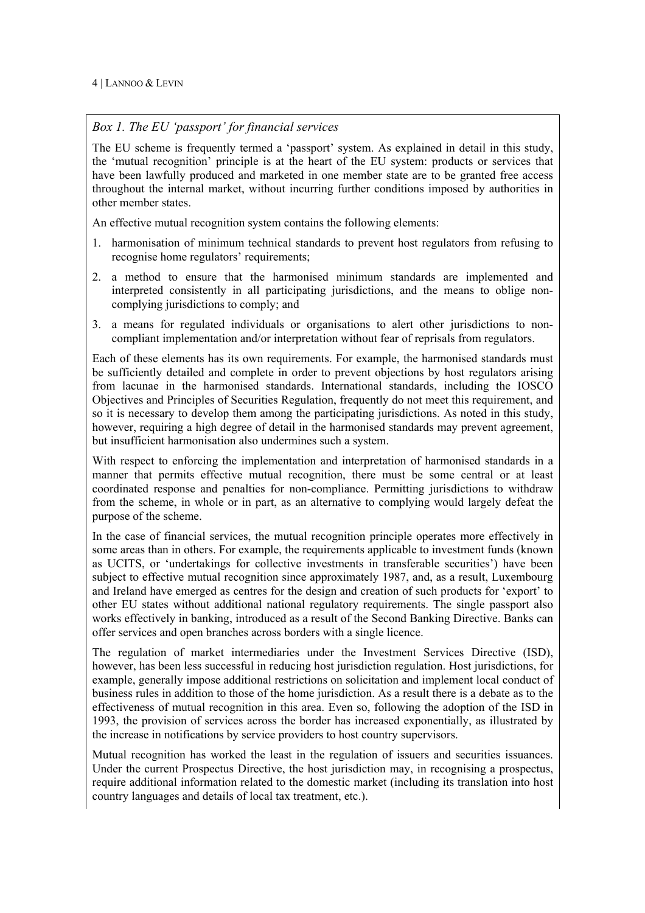*Box 1. The EU 'passport' for financial services*

The EU scheme is frequently termed a 'passport' system. As explained in detail in this study, the 'mutual recognition' principle is at the heart of the EU system: products or services that have been lawfully produced and marketed in one member state are to be granted free access throughout the internal market, without incurring further conditions imposed by authorities in other member states.

An effective mutual recognition system contains the following elements:

1. harmonisation of minimum technical standards to prevent host regulators from refusing to recognise home regulators' requirements;
2. a method to ensure that the harmonised minimum standards are implemented and interpreted consistently in all participating jurisdictions, and the means to oblige non-complying jurisdictions to comply; and
3. a means for regulated individuals or organisations to alert other jurisdictions to non-compliant implementation and/or interpretation without fear of reprisals from regulators.

Each of these elements has its own requirements. For example, the harmonised standards must be sufficiently detailed and complete in order to prevent objections by host regulators arising from lacunae in the harmonised standards. International standards, including the IOSCO Objectives and Principles of Securities Regulation, frequently do not meet this requirement, and so it is necessary to develop them among the participating jurisdictions. As noted in this study, however, requiring a high degree of detail in the harmonised standards may prevent agreement, but insufficient harmonisation also undermines such a system.

With respect to enforcing the implementation and interpretation of harmonised standards in a manner that permits effective mutual recognition, there must be some central or at least coordinated response and penalties for non-compliance. Permitting jurisdictions to withdraw from the scheme, in whole or in part, as an alternative to complying would largely defeat the purpose of the scheme.

In the case of financial services, the mutual recognition principle operates more effectively in some areas than in others. For example, the requirements applicable to investment funds (known as UCITS, or 'undertakings for collective investments in transferable securities') have been subject to effective mutual recognition since approximately 1987, and, as a result, Luxembourg and Ireland have emerged as centres for the design and creation of such products for 'export' to other EU states without additional national regulatory requirements. The single passport also works effectively in banking, introduced as a result of the Second Banking Directive. Banks can offer services and open branches across borders with a single licence.

The regulation of market intermediaries under the Investment Services Directive (ISD), however, has been less successful in reducing host jurisdiction regulation. Host jurisdictions, for example, generally impose additional restrictions on solicitation and implement local conduct of business rules in addition to those of the home jurisdiction. As a result there is a debate as to the effectiveness of mutual recognition in this area. Even so, following the adoption of the ISD in 1993, the provision of services across the border has increased exponentially, as illustrated by the increase in notifications by service providers to host country supervisors.

Mutual recognition has worked the least in the regulation of issuers and securities issuances. Under the current Prospectus Directive, the host jurisdiction may, in recognising a prospectus, require additional information related to the domestic market (including its translation into host country languages and details of local tax treatment, etc.).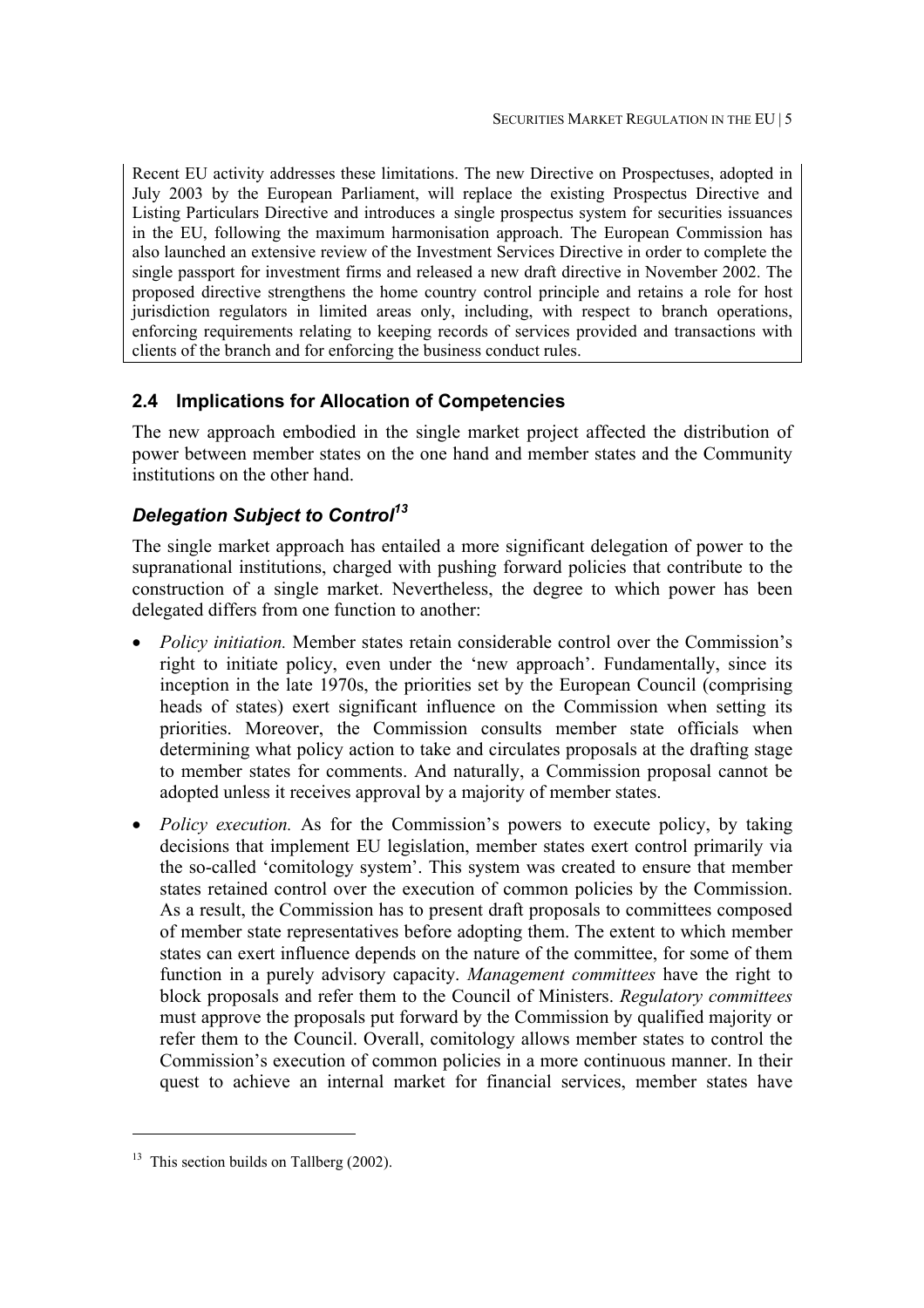Recent EU activity addresses these limitations. The new Directive on Prospectuses, adopted in July 2003 by the European Parliament, will replace the existing Prospectus Directive and Listing Particulars Directive and introduces a single prospectus system for securities issuances in the EU, following the maximum harmonisation approach. The European Commission has also launched an extensive review of the Investment Services Directive in order to complete the single passport for investment firms and released a new draft directive in November 2002. The proposed directive strengthens the home country control principle and retains a role for host jurisdiction regulators in limited areas only, including, with respect to branch operations, enforcing requirements relating to keeping records of services provided and transactions with clients of the branch and for enforcing the business conduct rules.

### 2.4 Implications for Allocation of Competencies

The new approach embodied in the single market project affected the distribution of power between member states on the one hand and member states and the Community institutions on the other hand.

#### *Delegation Subject to Control*[13]

The single market approach has entailed a more significant delegation of power to the supranational institutions, charged with pushing forward policies that contribute to the construction of a single market. Nevertheless, the degree to which power has been delegated differs from one function to another:

- *Policy initiation.* Member states retain considerable control over the Commission's right to initiate policy, even under the 'new approach'. Fundamentally, since its inception in the late 1970s, the priorities set by the European Council (comprising heads of states) exert significant influence on the Commission when setting its priorities. Moreover, the Commission consults member state officials when determining what policy action to take and circulates proposals at the drafting stage to member states for comments. And naturally, a Commission proposal cannot be adopted unless it receives approval by a majority of member states.
- *Policy execution.* As for the Commission's powers to execute policy, by taking decisions that implement EU legislation, member states exert control primarily via the so-called 'comitology system'. This system was created to ensure that member states retained control over the execution of common policies by the Commission. As a result, the Commission has to present draft proposals to committees composed of member state representatives before adopting them. The extent to which member states can exert influence depends on the nature of the committee, for some of them function in a purely advisory capacity. *Management committees* have the right to block proposals and refer them to the Council of Ministers. *Regulatory committees* must approve the proposals put forward by the Commission by qualified majority or refer them to the Council. Overall, comitology allows member states to control the Commission's execution of common policies in a more continuous manner. In their quest to achieve an internal market for financial services, member states have

[13] This section builds on Tallberg (2002).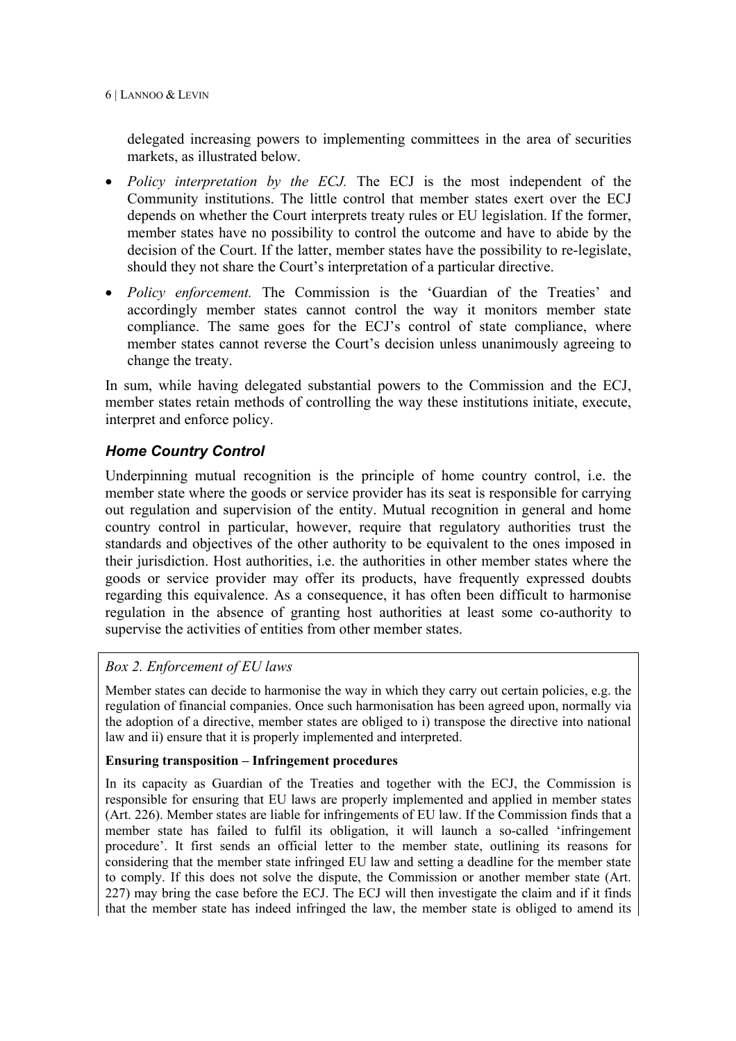delegated increasing powers to implementing committees in the area of securities markets, as illustrated below.

- *Policy interpretation by the ECJ.* The ECJ is the most independent of the Community institutions. The little control that member states exert over the ECJ depends on whether the Court interprets treaty rules or EU legislation. If the former, member states have no possibility to control the outcome and have to abide by the decision of the Court. If the latter, member states have the possibility to re-legislate, should they not share the Court's interpretation of a particular directive.
- *Policy enforcement.* The Commission is the 'Guardian of the Treaties' and accordingly member states cannot control the way it monitors member state compliance. The same goes for the ECJ's control of state compliance, where member states cannot reverse the Court's decision unless unanimously agreeing to change the treaty.

In sum, while having delegated substantial powers to the Commission and the ECJ, member states retain methods of controlling the way these institutions initiate, execute, interpret and enforce policy.

### *Home Country Control*

Underpinning mutual recognition is the principle of home country control, i.e. the member state where the goods or service provider has its seat is responsible for carrying out regulation and supervision of the entity. Mutual recognition in general and home country control in particular, however, require that regulatory authorities trust the standards and objectives of the other authority to be equivalent to the ones imposed in their jurisdiction. Host authorities, i.e. the authorities in other member states where the goods or service provider may offer its products, have frequently expressed doubts regarding this equivalence. As a consequence, it has often been difficult to harmonise regulation in the absence of granting host authorities at least some co-authority to supervise the activities of entities from other member states.

*Box 2. Enforcement of EU laws*

Member states can decide to harmonise the way in which they carry out certain policies, e.g. the regulation of financial companies. Once such harmonisation has been agreed upon, normally via the adoption of a directive, member states are obliged to i) transpose the directive into national law and ii) ensure that it is properly implemented and interpreted.

**Ensuring transposition – Infringement procedures**

In its capacity as Guardian of the Treaties and together with the ECJ, the Commission is responsible for ensuring that EU laws are properly implemented and applied in member states (Art. 226). Member states are liable for infringements of EU law. If the Commission finds that a member state has failed to fulfil its obligation, it will launch a so-called 'infringement procedure'. It first sends an official letter to the member state, outlining its reasons for considering that the member state infringed EU law and setting a deadline for the member state to comply. If this does not solve the dispute, the Commission or another member state (Art. 227) may bring the case before the ECJ. The ECJ will then investigate the claim and if it finds that the member state has indeed infringed the law, the member state is obliged to amend its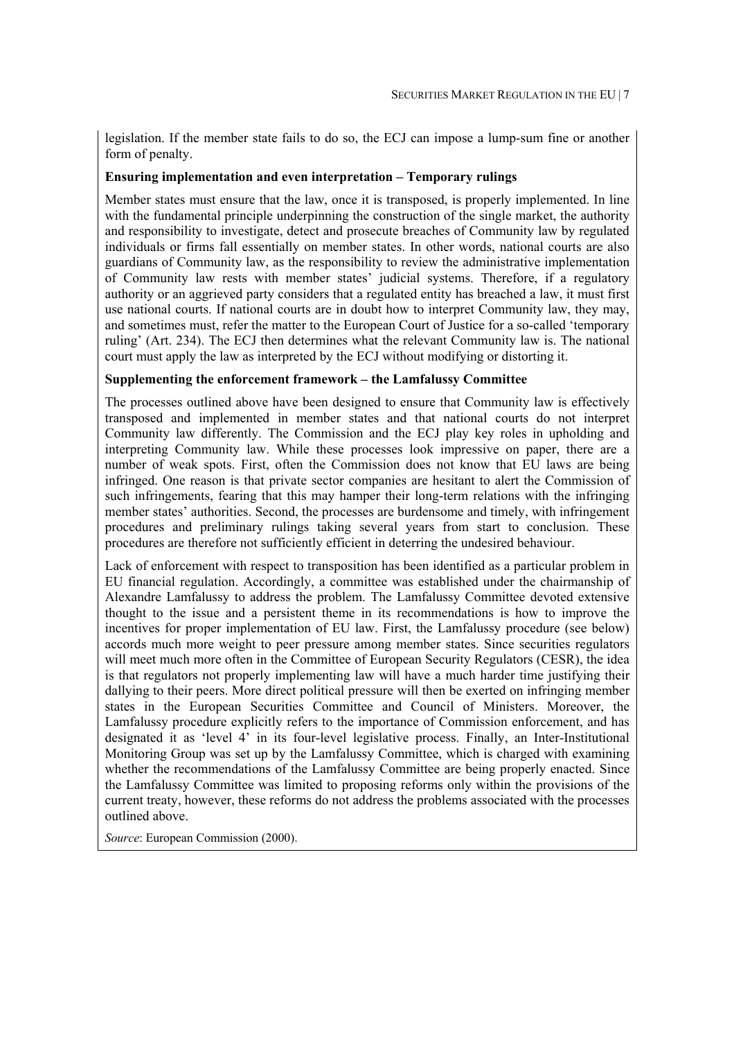legislation. If the member state fails to do so, the ECJ can impose a lump-sum fine or another form of penalty.

**Ensuring implementation and even interpretation – Temporary rulings**

Member states must ensure that the law, once it is transposed, is properly implemented. In line with the fundamental principle underpinning the construction of the single market, the authority and responsibility to investigate, detect and prosecute breaches of Community law by regulated individuals or firms fall essentially on member states. In other words, national courts are also guardians of Community law, as the responsibility to review the administrative implementation of Community law rests with member states' judicial systems. Therefore, if a regulatory authority or an aggrieved party considers that a regulated entity has breached a law, it must first use national courts. If national courts are in doubt how to interpret Community law, they may, and sometimes must, refer the matter to the European Court of Justice for a so-called 'temporary ruling' (Art. 234). The ECJ then determines what the relevant Community law is. The national court must apply the law as interpreted by the ECJ without modifying or distorting it.

**Supplementing the enforcement framework – the Lamfalussy Committee**

The processes outlined above have been designed to ensure that Community law is effectively transposed and implemented in member states and that national courts do not interpret Community law differently. The Commission and the ECJ play key roles in upholding and interpreting Community law. While these processes look impressive on paper, there are a number of weak spots. First, often the Commission does not know that EU laws are being infringed. One reason is that private sector companies are hesitant to alert the Commission of such infringements, fearing that this may hamper their long-term relations with the infringing member states' authorities. Second, the processes are burdensome and timely, with infringement procedures and preliminary rulings taking several years from start to conclusion. These procedures are therefore not sufficiently efficient in deterring the undesired behaviour.

Lack of enforcement with respect to transposition has been identified as a particular problem in EU financial regulation. Accordingly, a committee was established under the chairmanship of Alexandre Lamfalussy to address the problem. The Lamfalussy Committee devoted extensive thought to the issue and a persistent theme in its recommendations is how to improve the incentives for proper implementation of EU law. First, the Lamfalussy procedure (see below) accords much more weight to peer pressure among member states. Since securities regulators will meet much more often in the Committee of European Security Regulators (CESR), the idea is that regulators not properly implementing law will have a much harder time justifying their dallying to their peers. More direct political pressure will then be exerted on infringing member states in the European Securities Committee and Council of Ministers. Moreover, the Lamfalussy procedure explicitly refers to the importance of Commission enforcement, and has designated it as 'level 4' in its four-level legislative process. Finally, an Inter-Institutional Monitoring Group was set up by the Lamfalussy Committee, which is charged with examining whether the recommendations of the Lamfalussy Committee are being properly enacted. Since the Lamfalussy Committee was limited to proposing reforms only within the provisions of the current treaty, however, these reforms do not address the problems associated with the processes outlined above.

*Source*: European Commission (2000).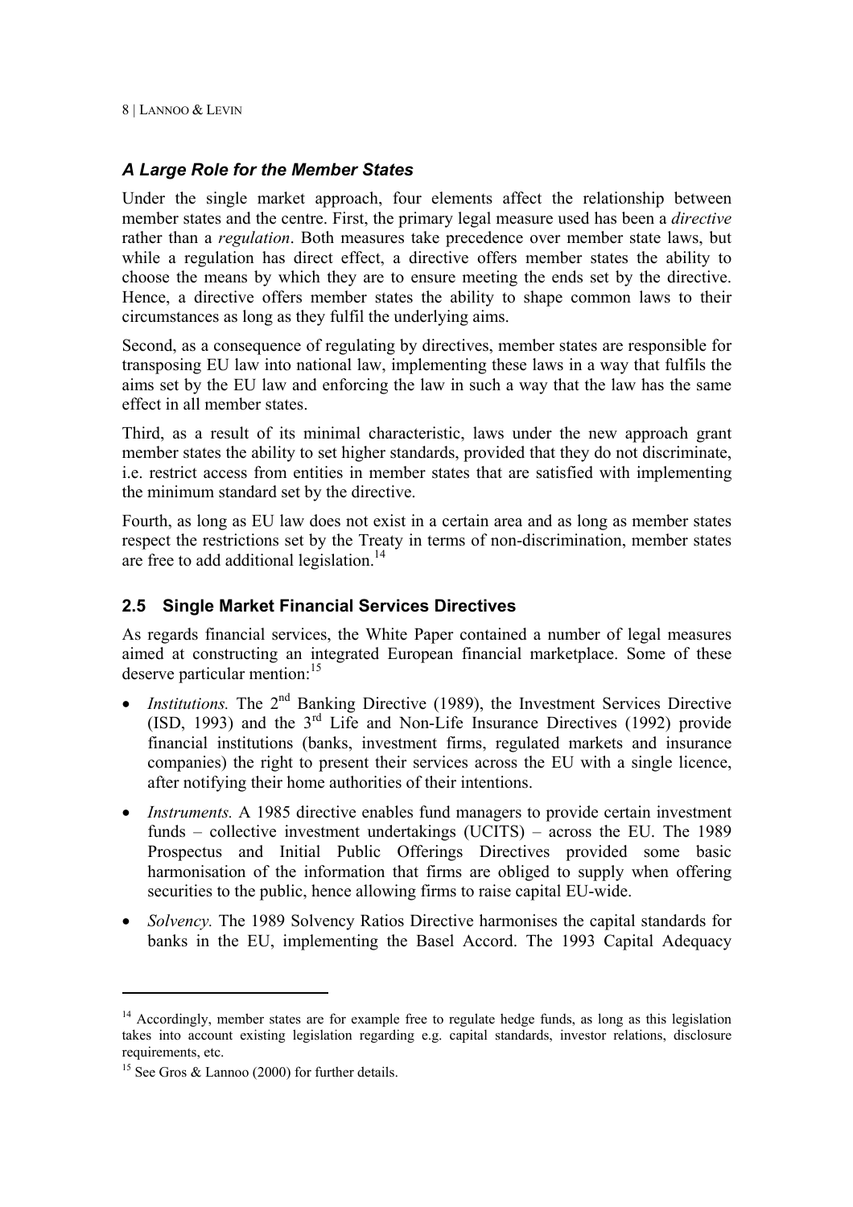### *A Large Role for the Member States*

Under the single market approach, four elements affect the relationship between member states and the centre. First, the primary legal measure used has been a *directive* rather than a *regulation*. Both measures take precedence over member state laws, but while a regulation has direct effect, a directive offers member states the ability to choose the means by which they are to ensure meeting the ends set by the directive. Hence, a directive offers member states the ability to shape common laws to their circumstances as long as they fulfil the underlying aims.

Second, as a consequence of regulating by directives, member states are responsible for transposing EU law into national law, implementing these laws in a way that fulfils the aims set by the EU law and enforcing the law in such a way that the law has the same effect in all member states.

Third, as a result of its minimal characteristic, laws under the new approach grant member states the ability to set higher standards, provided that they do not discriminate, i.e. restrict access from entities in member states that are satisfied with implementing the minimum standard set by the directive.

Fourth, as long as EU law does not exist in a certain area and as long as member states respect the restrictions set by the Treaty in terms of non-discrimination, member states are free to add additional legislation.[14]

## 2.5 Single Market Financial Services Directives

As regards financial services, the White Paper contained a number of legal measures aimed at constructing an integrated European financial marketplace. Some of these deserve particular mention:[15]

- *Institutions.* The 2nd Banking Directive (1989), the Investment Services Directive (ISD, 1993) and the 3rd Life and Non-Life Insurance Directives (1992) provide financial institutions (banks, investment firms, regulated markets and insurance companies) the right to present their services across the EU with a single licence, after notifying their home authorities of their intentions.
- *Instruments.* A 1985 directive enables fund managers to provide certain investment funds – collective investment undertakings (UCITS) – across the EU. The 1989 Prospectus and Initial Public Offerings Directives provided some basic harmonisation of the information that firms are obliged to supply when offering securities to the public, hence allowing firms to raise capital EU-wide.
- *Solvency.* The 1989 Solvency Ratios Directive harmonises the capital standards for banks in the EU, implementing the Basel Accord. The 1993 Capital Adequacy

---

[14] Accordingly, member states are for example free to regulate hedge funds, as long as this legislation takes into account existing legislation regarding e.g. capital standards, investor relations, disclosure requirements, etc.

[15] See Gros & Lannoo (2000) for further details.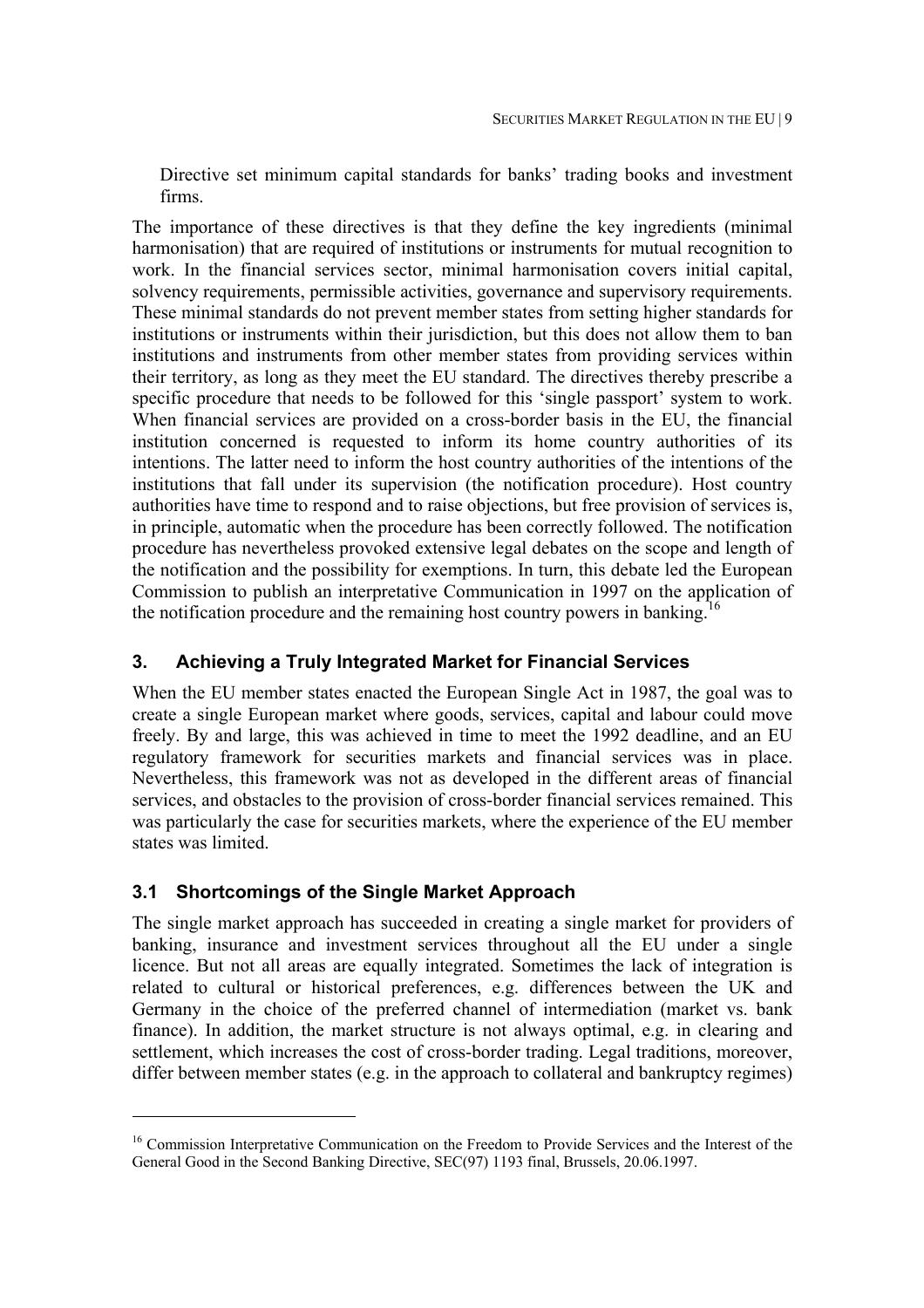Directive set minimum capital standards for banks' trading books and investment firms.

The importance of these directives is that they define the key ingredients (minimal harmonisation) that are required of institutions or instruments for mutual recognition to work. In the financial services sector, minimal harmonisation covers initial capital, solvency requirements, permissible activities, governance and supervisory requirements. These minimal standards do not prevent member states from setting higher standards for institutions or instruments within their jurisdiction, but this does not allow them to ban institutions and instruments from other member states from providing services within their territory, as long as they meet the EU standard. The directives thereby prescribe a specific procedure that needs to be followed for this 'single passport' system to work. When financial services are provided on a cross-border basis in the EU, the financial institution concerned is requested to inform its home country authorities of its intentions. The latter need to inform the host country authorities of the intentions of the institutions that fall under its supervision (the notification procedure). Host country authorities have time to respond and to raise objections, but free provision of services is, in principle, automatic when the procedure has been correctly followed. The notification procedure has nevertheless provoked extensive legal debates on the scope and length of the notification and the possibility for exemptions. In turn, this debate led the European Commission to publish an interpretative Communication in 1997 on the application of the notification procedure and the remaining host country powers in banking.[16]

## 3. Achieving a Truly Integrated Market for Financial Services

When the EU member states enacted the European Single Act in 1987, the goal was to create a single European market where goods, services, capital and labour could move freely. By and large, this was achieved in time to meet the 1992 deadline, and an EU regulatory framework for securities markets and financial services was in place. Nevertheless, this framework was not as developed in the different areas of financial services, and obstacles to the provision of cross-border financial services remained. This was particularly the case for securities markets, where the experience of the EU member states was limited.

### 3.1 Shortcomings of the Single Market Approach

The single market approach has succeeded in creating a single market for providers of banking, insurance and investment services throughout all the EU under a single licence. But not all areas are equally integrated. Sometimes the lack of integration is related to cultural or historical preferences, e.g. differences between the UK and Germany in the choice of the preferred channel of intermediation (market vs. bank finance). In addition, the market structure is not always optimal, e.g. in clearing and settlement, which increases the cost of cross-border trading. Legal traditions, moreover, differ between member states (e.g. in the approach to collateral and bankruptcy regimes)

---

[16] Commission Interpretative Communication on the Freedom to Provide Services and the Interest of the General Good in the Second Banking Directive, SEC(97) 1193 final, Brussels, 20.06.1997.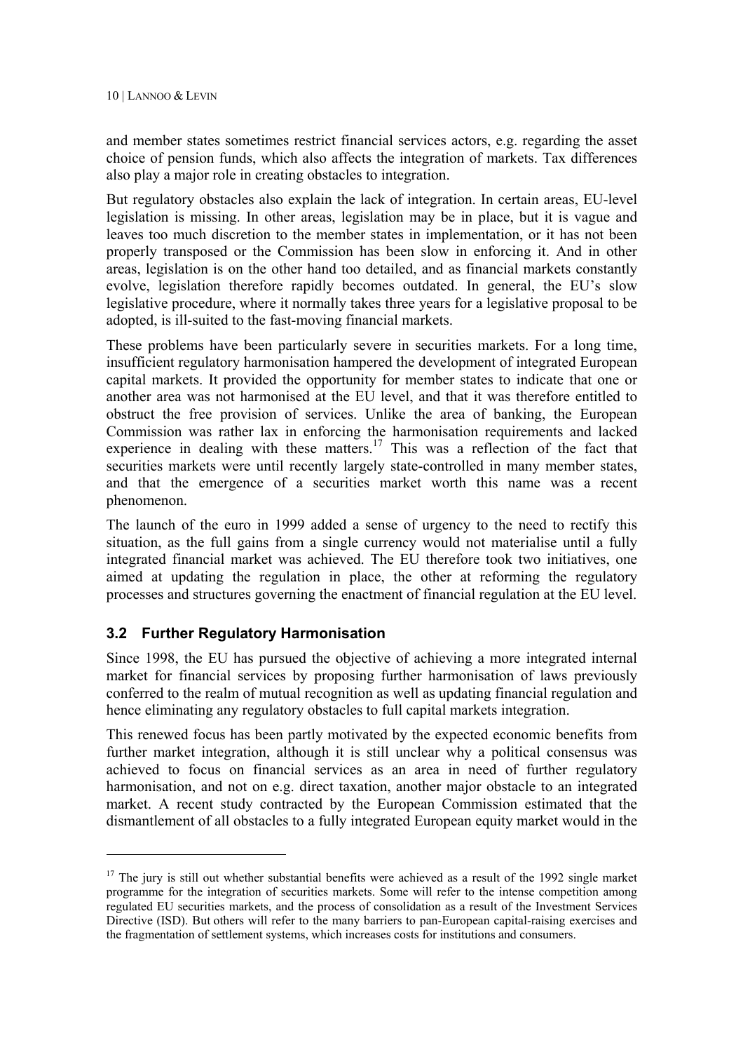and member states sometimes restrict financial services actors, e.g. regarding the asset choice of pension funds, which also affects the integration of markets. Tax differences also play a major role in creating obstacles to integration.

But regulatory obstacles also explain the lack of integration. In certain areas, EU-level legislation is missing. In other areas, legislation may be in place, but it is vague and leaves too much discretion to the member states in implementation, or it has not been properly transposed or the Commission has been slow in enforcing it. And in other areas, legislation is on the other hand too detailed, and as financial markets constantly evolve, legislation therefore rapidly becomes outdated. In general, the EU's slow legislative procedure, where it normally takes three years for a legislative proposal to be adopted, is ill-suited to the fast-moving financial markets.

These problems have been particularly severe in securities markets. For a long time, insufficient regulatory harmonisation hampered the development of integrated European capital markets. It provided the opportunity for member states to indicate that one or another area was not harmonised at the EU level, and that it was therefore entitled to obstruct the free provision of services. Unlike the area of banking, the European Commission was rather lax in enforcing the harmonisation requirements and lacked experience in dealing with these matters.[17] This was a reflection of the fact that securities markets were until recently largely state-controlled in many member states, and that the emergence of a securities market worth this name was a recent phenomenon.

The launch of the euro in 1999 added a sense of urgency to the need to rectify this situation, as the full gains from a single currency would not materialise until a fully integrated financial market was achieved. The EU therefore took two initiatives, one aimed at updating the regulation in place, the other at reforming the regulatory processes and structures governing the enactment of financial regulation at the EU level.

## 3.2 Further Regulatory Harmonisation

Since 1998, the EU has pursued the objective of achieving a more integrated internal market for financial services by proposing further harmonisation of laws previously conferred to the realm of mutual recognition as well as updating financial regulation and hence eliminating any regulatory obstacles to full capital markets integration.

This renewed focus has been partly motivated by the expected economic benefits from further market integration, although it is still unclear why a political consensus was achieved to focus on financial services as an area in need of further regulatory harmonisation, and not on e.g. direct taxation, another major obstacle to an integrated market. A recent study contracted by the European Commission estimated that the dismantlement of all obstacles to a fully integrated European equity market would in the

[17] The jury is still out whether substantial benefits were achieved as a result of the 1992 single market programme for the integration of securities markets. Some will refer to the intense competition among regulated EU securities markets, and the process of consolidation as a result of the Investment Services Directive (ISD). But others will refer to the many barriers to pan-European capital-raising exercises and the fragmentation of settlement systems, which increases costs for institutions and consumers.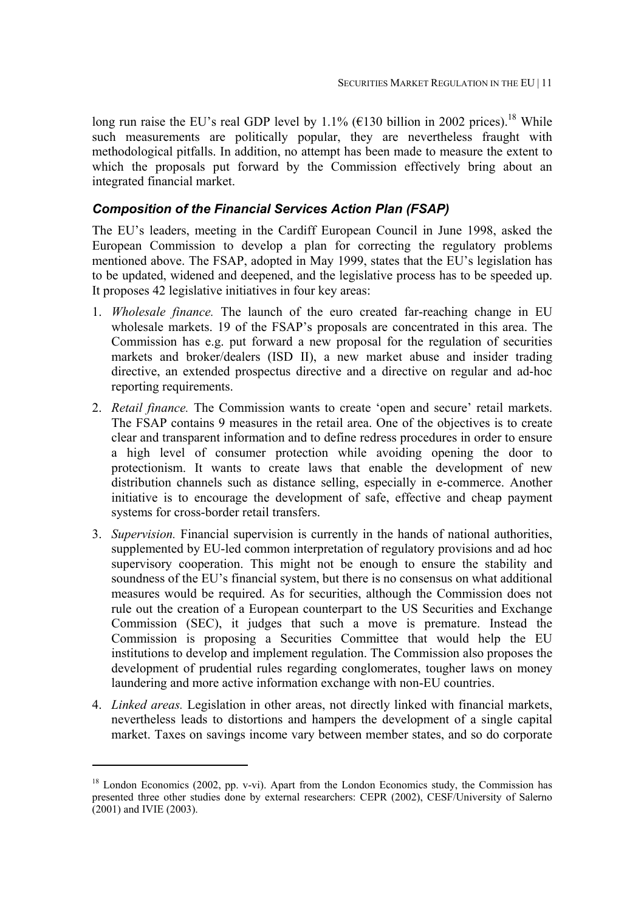long run raise the EU's real GDP level by 1.1% (€130 billion in 2002 prices).[18] While such measurements are politically popular, they are nevertheless fraught with methodological pitfalls. In addition, no attempt has been made to measure the extent to which the proposals put forward by the Commission effectively bring about an integrated financial market.

### *Composition of the Financial Services Action Plan (FSAP)*

The EU's leaders, meeting in the Cardiff European Council in June 1998, asked the European Commission to develop a plan for correcting the regulatory problems mentioned above. The FSAP, adopted in May 1999, states that the EU's legislation has to be updated, widened and deepened, and the legislative process has to be speeded up. It proposes 42 legislative initiatives in four key areas:

1. *Wholesale finance.* The launch of the euro created far-reaching change in EU wholesale markets. 19 of the FSAP's proposals are concentrated in this area. The Commission has e.g. put forward a new proposal for the regulation of securities markets and broker/dealers (ISD II), a new market abuse and insider trading directive, an extended prospectus directive and a directive on regular and ad-hoc reporting requirements.
2. *Retail finance.* The Commission wants to create 'open and secure' retail markets. The FSAP contains 9 measures in the retail area. One of the objectives is to create clear and transparent information and to define redress procedures in order to ensure a high level of consumer protection while avoiding opening the door to protectionism. It wants to create laws that enable the development of new distribution channels such as distance selling, especially in e-commerce. Another initiative is to encourage the development of safe, effective and cheap payment systems for cross-border retail transfers.
3. *Supervision.* Financial supervision is currently in the hands of national authorities, supplemented by EU-led common interpretation of regulatory provisions and ad hoc supervisory cooperation. This might not be enough to ensure the stability and soundness of the EU's financial system, but there is no consensus on what additional measures would be required. As for securities, although the Commission does not rule out the creation of a European counterpart to the US Securities and Exchange Commission (SEC), it judges that such a move is premature. Instead the Commission is proposing a Securities Committee that would help the EU institutions to develop and implement regulation. The Commission also proposes the development of prudential rules regarding conglomerates, tougher laws on money laundering and more active information exchange with non-EU countries.
4. *Linked areas.* Legislation in other areas, not directly linked with financial markets, nevertheless leads to distortions and hampers the development of a single capital market. Taxes on savings income vary between member states, and so do corporate

---

[18] London Economics (2002, pp. v-vi). Apart from the London Economics study, the Commission has presented three other studies done by external researchers: CEPR (2002), CESF/University of Salerno (2001) and IVIE (2003).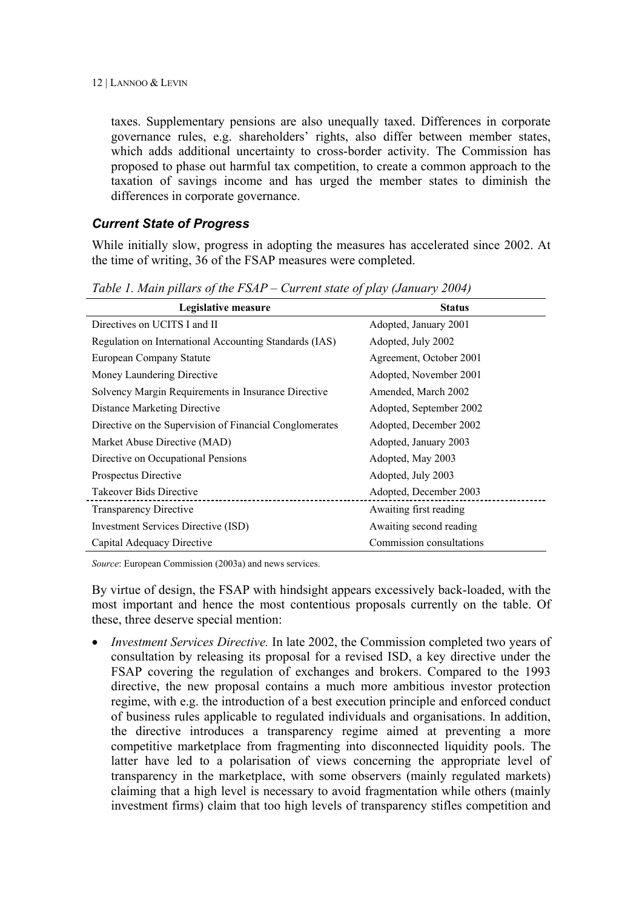taxes. Supplementary pensions are also unequally taxed. Differences in corporate governance rules, e.g. shareholders' rights, also differ between member states, which adds additional uncertainty to cross-border activity. The Commission has proposed to phase out harmful tax competition, to create a common approach to the taxation of savings income and has urged the member states to diminish the differences in corporate governance.

### *Current State of Progress*

While initially slow, progress in adopting the measures has accelerated since 2002. At the time of writing, 36 of the FSAP measures were completed.

*Table 1. Main pillars of the FSAP – Current state of play (January 2004)*

| Legislative measure | Status |
|---|---|
| Directives on UCITS I and II | Adopted, January 2001 |
| Regulation on International Accounting Standards (IAS) | Adopted, July 2002 |
| European Company Statute | Agreement, October 2001 |
| Money Laundering Directive | Adopted, November 2001 |
| Solvency Margin Requirements in Insurance Directive | Amended, March 2002 |
| Distance Marketing Directive | Adopted, September 2002 |
| Directive on the Supervision of Financial Conglomerates | Adopted, December 2002 |
| Market Abuse Directive (MAD) | Adopted, January 2003 |
| Directive on Occupational Pensions | Adopted, May 2003 |
| Prospectus Directive | Adopted, July 2003 |
| Takeover Bids Directive | Adopted, December 2003 |
| Transparency Directive | Awaiting first reading |
| Investment Services Directive (ISD) | Awaiting second reading |
| Capital Adequacy Directive | Commission consultations |

*Source*: European Commission (2003a) and news services.

By virtue of design, the FSAP with hindsight appears excessively back-loaded, with the most important and hence the most contentious proposals currently on the table. Of these, three deserve special mention:

- *Investment Services Directive.* In late 2002, the Commission completed two years of consultation by releasing its proposal for a revised ISD, a key directive under the FSAP covering the regulation of exchanges and brokers. Compared to the 1993 directive, the new proposal contains a much more ambitious investor protection regime, with e.g. the introduction of a best execution principle and enforced conduct of business rules applicable to regulated individuals and organisations. In addition, the directive introduces a transparency regime aimed at preventing a more competitive marketplace from fragmenting into disconnected liquidity pools. The latter have led to a polarisation of views concerning the appropriate level of transparency in the marketplace, with some observers (mainly regulated markets) claiming that a high level is necessary to avoid fragmentation while others (mainly investment firms) claim that too high levels of transparency stifles competition and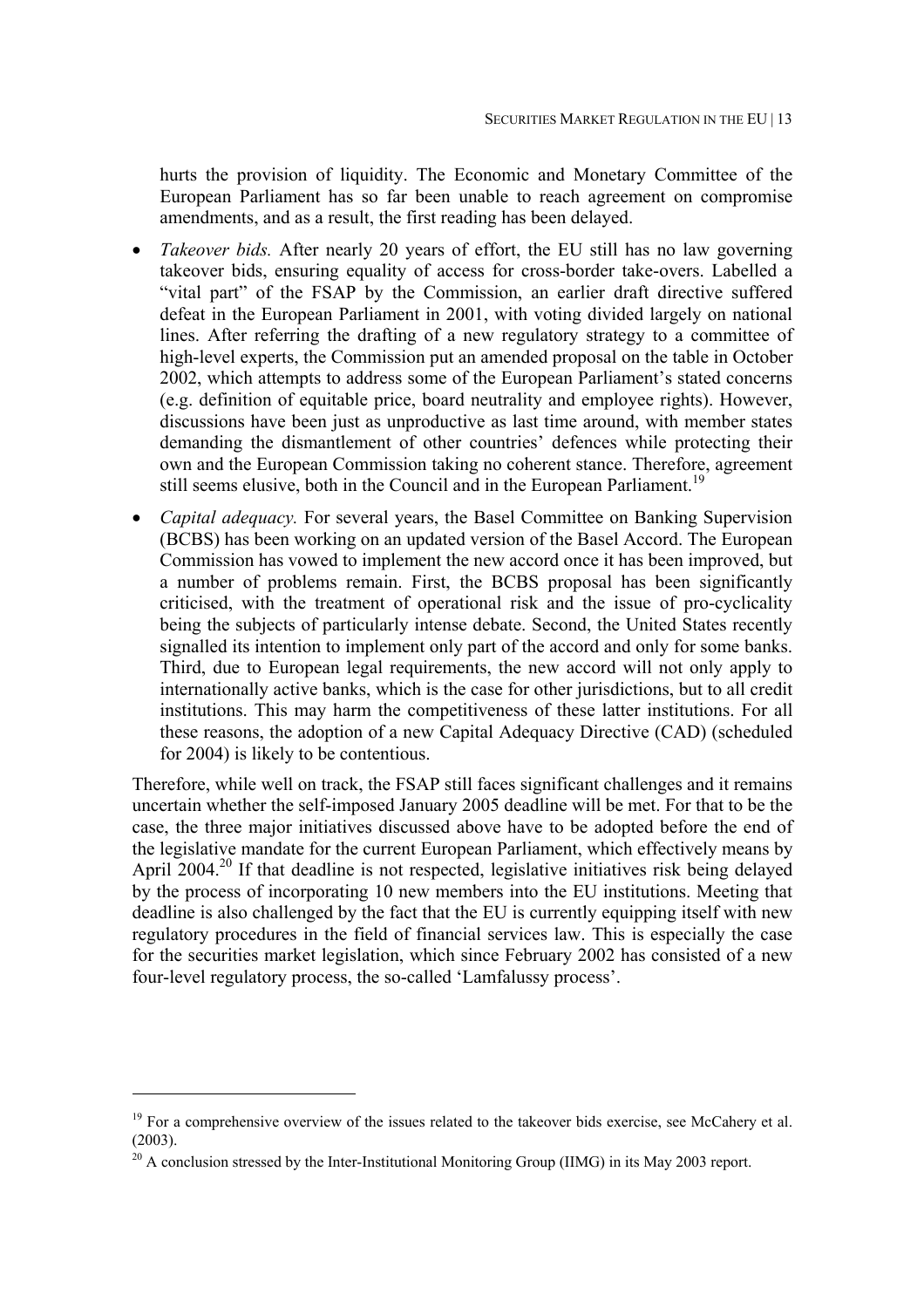hurts the provision of liquidity. The Economic and Monetary Committee of the European Parliament has so far been unable to reach agreement on compromise amendments, and as a result, the first reading has been delayed.

- *Takeover bids.* After nearly 20 years of effort, the EU still has no law governing takeover bids, ensuring equality of access for cross-border take-overs. Labelled a "vital part" of the FSAP by the Commission, an earlier draft directive suffered defeat in the European Parliament in 2001, with voting divided largely on national lines. After referring the drafting of a new regulatory strategy to a committee of high-level experts, the Commission put an amended proposal on the table in October 2002, which attempts to address some of the European Parliament's stated concerns (e.g. definition of equitable price, board neutrality and employee rights). However, discussions have been just as unproductive as last time around, with member states demanding the dismantlement of other countries' defences while protecting their own and the European Commission taking no coherent stance. Therefore, agreement still seems elusive, both in the Council and in the European Parliament.[19]
- *Capital adequacy.* For several years, the Basel Committee on Banking Supervision (BCBS) has been working on an updated version of the Basel Accord. The European Commission has vowed to implement the new accord once it has been improved, but a number of problems remain. First, the BCBS proposal has been significantly criticised, with the treatment of operational risk and the issue of pro-cyclicality being the subjects of particularly intense debate. Second, the United States recently signalled its intention to implement only part of the accord and only for some banks. Third, due to European legal requirements, the new accord will not only apply to internationally active banks, which is the case for other jurisdictions, but to all credit institutions. This may harm the competitiveness of these latter institutions. For all these reasons, the adoption of a new Capital Adequacy Directive (CAD) (scheduled for 2004) is likely to be contentious.

Therefore, while well on track, the FSAP still faces significant challenges and it remains uncertain whether the self-imposed January 2005 deadline will be met. For that to be the case, the three major initiatives discussed above have to be adopted before the end of the legislative mandate for the current European Parliament, which effectively means by April 2004.[20] If that deadline is not respected, legislative initiatives risk being delayed by the process of incorporating 10 new members into the EU institutions. Meeting that deadline is also challenged by the fact that the EU is currently equipping itself with new regulatory procedures in the field of financial services law. This is especially the case for the securities market legislation, which since February 2002 has consisted of a new four-level regulatory process, the so-called 'Lamfalussy process'.

---

[19] For a comprehensive overview of the issues related to the takeover bids exercise, see McCahery et al. (2003).

[20] A conclusion stressed by the Inter-Institutional Monitoring Group (IIMG) in its May 2003 report.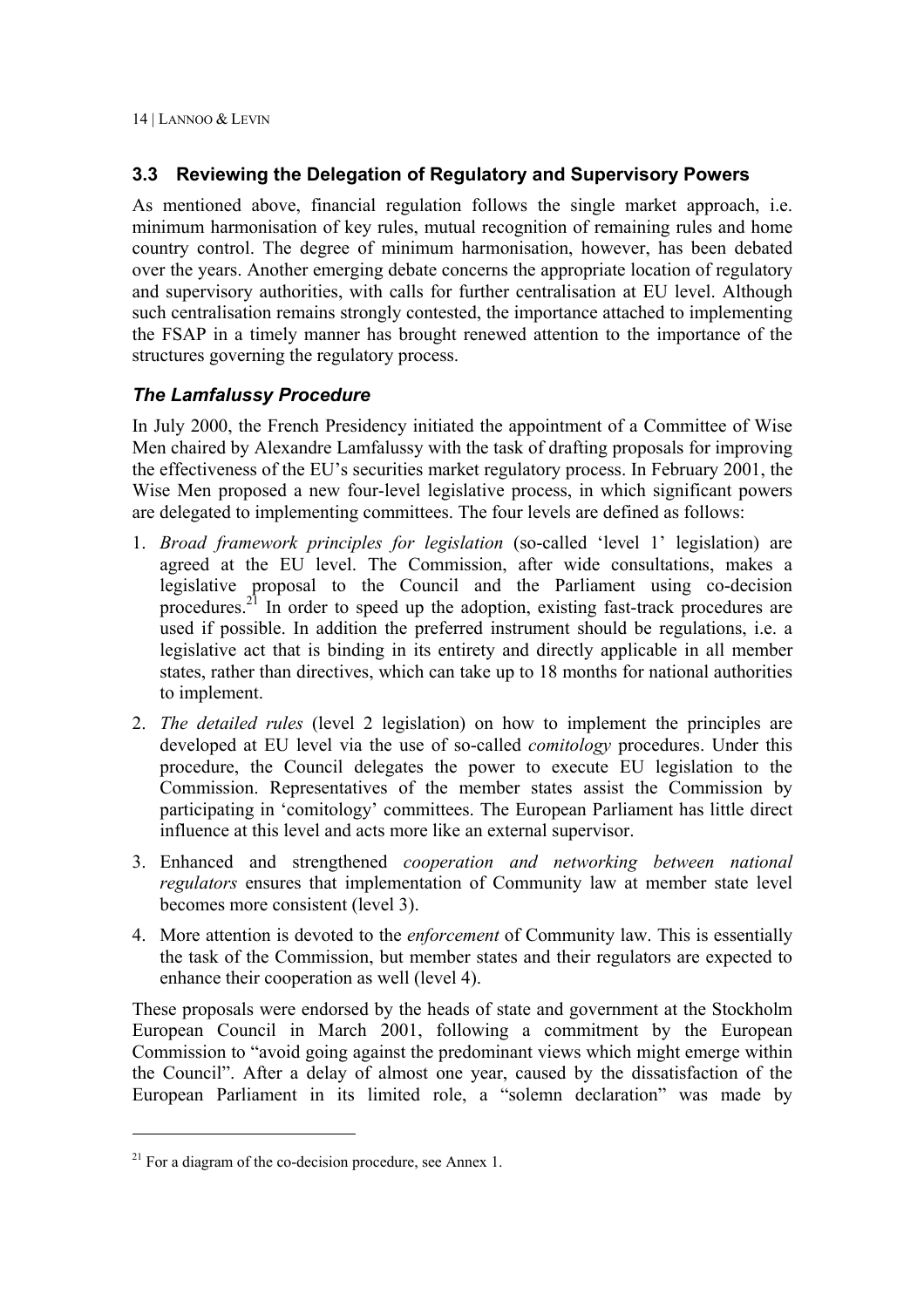### 3.3 Reviewing the Delegation of Regulatory and Supervisory Powers

As mentioned above, financial regulation follows the single market approach, i.e. minimum harmonisation of key rules, mutual recognition of remaining rules and home country control. The degree of minimum harmonisation, however, has been debated over the years. Another emerging debate concerns the appropriate location of regulatory and supervisory authorities, with calls for further centralisation at EU level. Although such centralisation remains strongly contested, the importance attached to implementing the FSAP in a timely manner has brought renewed attention to the importance of the structures governing the regulatory process.

#### *The Lamfalussy Procedure*

In July 2000, the French Presidency initiated the appointment of a Committee of Wise Men chaired by Alexandre Lamfalussy with the task of drafting proposals for improving the effectiveness of the EU's securities market regulatory process. In February 2001, the Wise Men proposed a new four-level legislative process, in which significant powers are delegated to implementing committees. The four levels are defined as follows:

1. *Broad framework principles for legislation* (so-called 'level 1' legislation) are agreed at the EU level. The Commission, after wide consultations, makes a legislative proposal to the Council and the Parliament using co-decision procedures.[21] In order to speed up the adoption, existing fast-track procedures are used if possible. In addition the preferred instrument should be regulations, i.e. a legislative act that is binding in its entirety and directly applicable in all member states, rather than directives, which can take up to 18 months for national authorities to implement.
2. *The detailed rules* (level 2 legislation) on how to implement the principles are developed at EU level via the use of so-called *comitology* procedures. Under this procedure, the Council delegates the power to execute EU legislation to the Commission. Representatives of the member states assist the Commission by participating in 'comitology' committees. The European Parliament has little direct influence at this level and acts more like an external supervisor.
3. Enhanced and strengthened *cooperation and networking between national regulators* ensures that implementation of Community law at member state level becomes more consistent (level 3).
4. More attention is devoted to the *enforcement* of Community law. This is essentially the task of the Commission, but member states and their regulators are expected to enhance their cooperation as well (level 4).

These proposals were endorsed by the heads of state and government at the Stockholm European Council in March 2001, following a commitment by the European Commission to "avoid going against the predominant views which might emerge within the Council". After a delay of almost one year, caused by the dissatisfaction of the European Parliament in its limited role, a "solemn declaration" was made by

---

[21] For a diagram of the co-decision procedure, see Annex 1.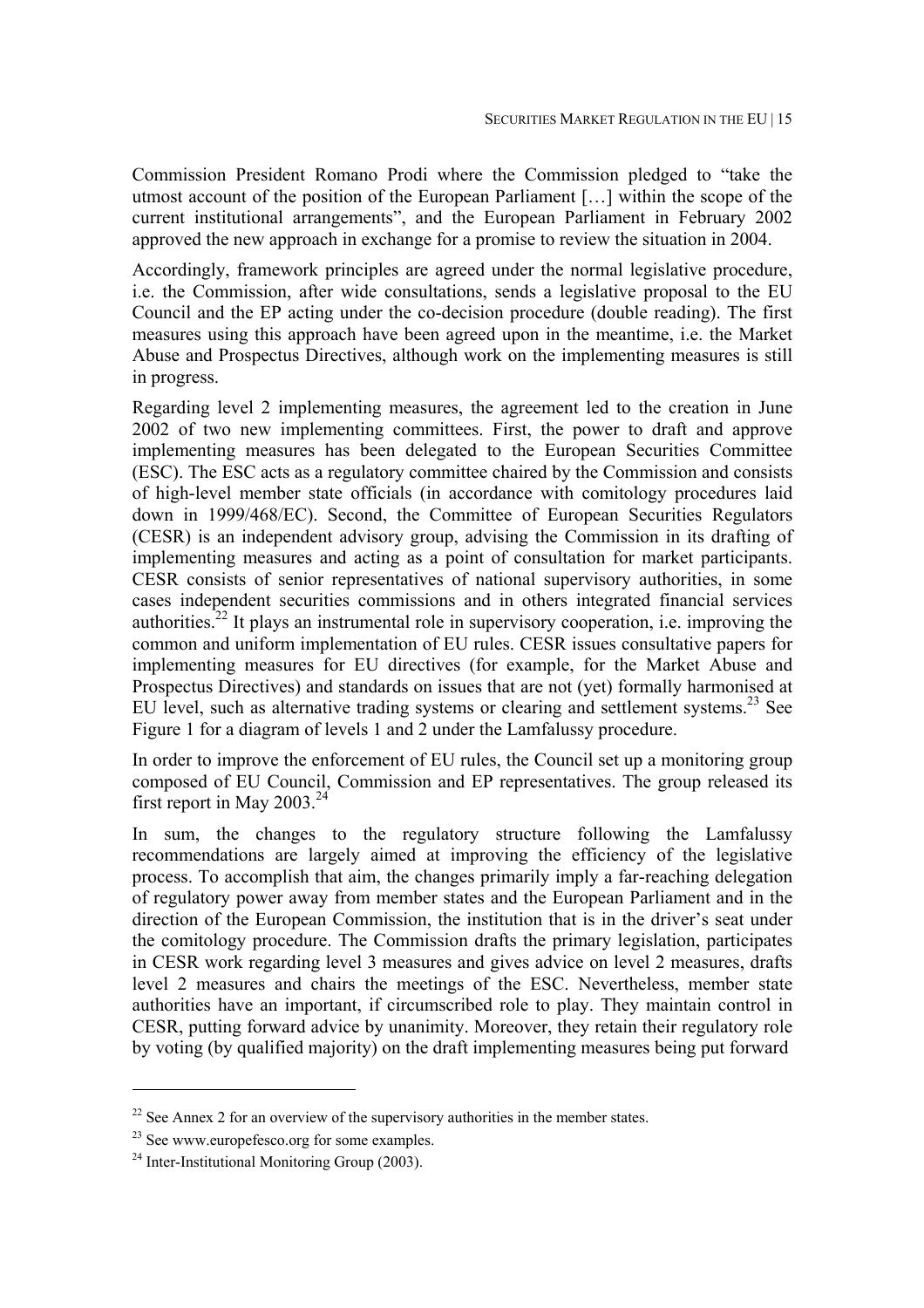Commission President Romano Prodi where the Commission pledged to "take the utmost account of the position of the European Parliament […] within the scope of the current institutional arrangements", and the European Parliament in February 2002 approved the new approach in exchange for a promise to review the situation in 2004.

Accordingly, framework principles are agreed under the normal legislative procedure, i.e. the Commission, after wide consultations, sends a legislative proposal to the EU Council and the EP acting under the co-decision procedure (double reading). The first measures using this approach have been agreed upon in the meantime, i.e. the Market Abuse and Prospectus Directives, although work on the implementing measures is still in progress.

Regarding level 2 implementing measures, the agreement led to the creation in June 2002 of two new implementing committees. First, the power to draft and approve implementing measures has been delegated to the European Securities Committee (ESC). The ESC acts as a regulatory committee chaired by the Commission and consists of high-level member state officials (in accordance with comitology procedures laid down in 1999/468/EC). Second, the Committee of European Securities Regulators (CESR) is an independent advisory group, advising the Commission in its drafting of implementing measures and acting as a point of consultation for market participants. CESR consists of senior representatives of national supervisory authorities, in some cases independent securities commissions and in others integrated financial services authorities.[22] It plays an instrumental role in supervisory cooperation, i.e. improving the common and uniform implementation of EU rules. CESR issues consultative papers for implementing measures for EU directives (for example, for the Market Abuse and Prospectus Directives) and standards on issues that are not (yet) formally harmonised at EU level, such as alternative trading systems or clearing and settlement systems.[23] See Figure 1 for a diagram of levels 1 and 2 under the Lamfalussy procedure.

In order to improve the enforcement of EU rules, the Council set up a monitoring group composed of EU Council, Commission and EP representatives. The group released its first report in May 2003.[24]

In sum, the changes to the regulatory structure following the Lamfalussy recommendations are largely aimed at improving the efficiency of the legislative process. To accomplish that aim, the changes primarily imply a far-reaching delegation of regulatory power away from member states and the European Parliament and in the direction of the European Commission, the institution that is in the driver's seat under the comitology procedure. The Commission drafts the primary legislation, participates in CESR work regarding level 3 measures and gives advice on level 2 measures, drafts level 2 measures and chairs the meetings of the ESC. Nevertheless, member state authorities have an important, if circumscribed role to play. They maintain control in CESR, putting forward advice by unanimity. Moreover, they retain their regulatory role by voting (by qualified majority) on the draft implementing measures being put forward

---

[22] See Annex 2 for an overview of the supervisory authorities in the member states.

[23] See www.europefesco.org for some examples.

[24] Inter-Institutional Monitoring Group (2003).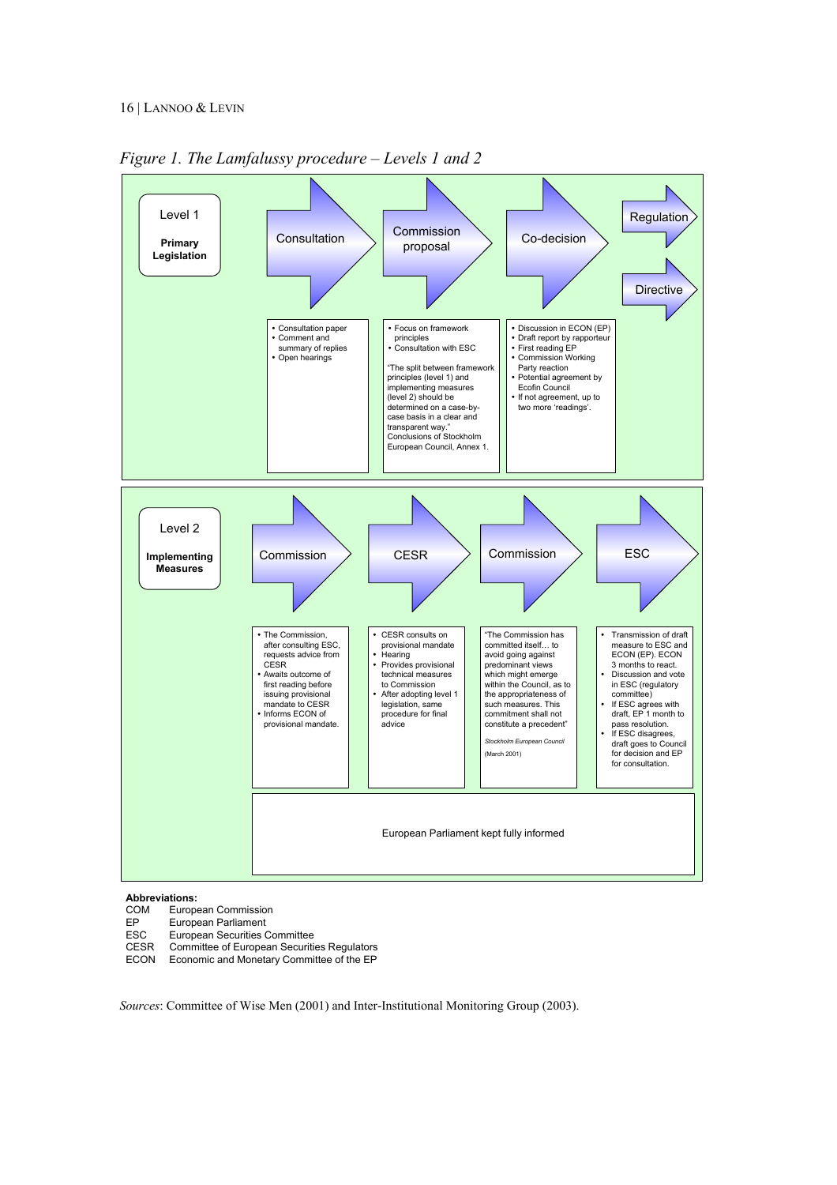*Figure 1. The Lamfalussy procedure – Levels 1 and 2*

## Level 1 – Primary Legislation

**Consultation**
- Consultation paper
- Comment and summary of replies
- Open hearings

**Commission proposal**
- Focus on framework principles
- Consultation with ESC

"The split between framework principles (level 1) and implementing measures (level 2) should be determined on a case-by-case basis in a clear and transparent way." Conclusions of Stockholm European Council, Annex 1.

**Co-decision**
- Discussion in ECON (EP)
- Draft report by rapporteur
- First reading EP
- Commission Working Party reaction
- Potential agreement by Ecofin Council
- If not agreement, up to two more 'readings'.

**Regulation**

**Directive**

## Level 2 – Implementing Measures

**Commission**
- The Commission, after consulting ESC, requests advice from CESR
- Awaits outcome of first reading before issuing provisional mandate to CESR
- Informs ECON of provisional mandate.

**CESR**
- CESR consults on provisional mandate
- Hearing
- Provides provisional technical measures to Commission
- After adopting level 1 legislation, same procedure for final advice

**Commission**

"The Commission has committed itself… to avoid going against predominant views which might emerge within the Council, as to the appropriateness of such measures. This commitment shall not constitute a precedent"

*Stockholm European Council* (March 2001)

**ESC**
- Transmission of draft measure to ESC and ECON (EP). ECON 3 months to react.
- Discussion and vote in ESC (regulatory committee)
- If ESC agrees with draft, EP 1 month to pass resolution.
- If ESC disagrees, draft goes to Council for decision and EP for consultation.

European Parliament kept fully informed

**Abbreviations:**

| | |
|---|---|
| COM | European Commission |
| EP | European Parliament |
| ESC | European Securities Committee |
| CESR | Committee of European Securities Regulators |
| ECON | Economic and Monetary Committee of the EP |

*Sources*: Committee of Wise Men (2001) and Inter-Institutional Monitoring Group (2003).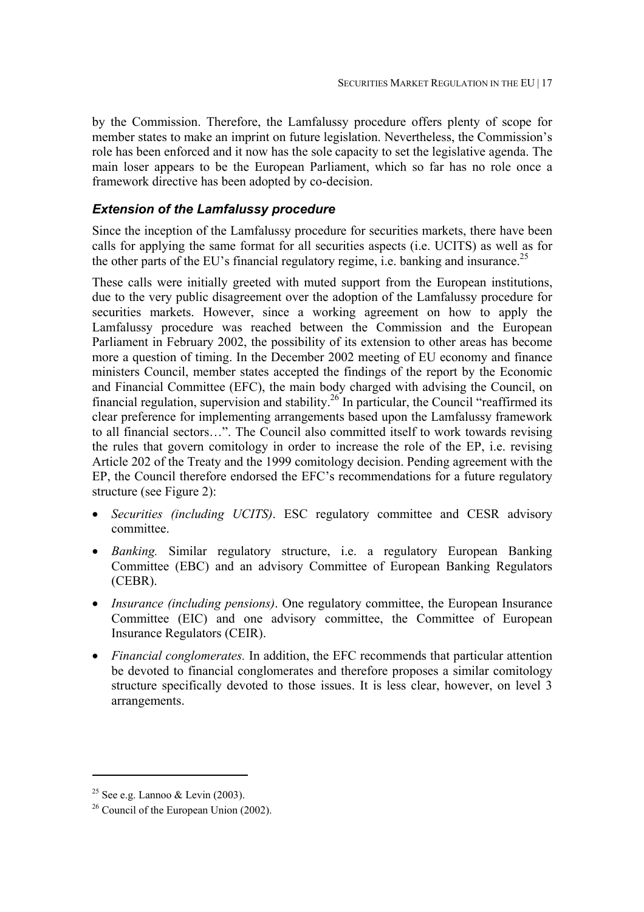by the Commission. Therefore, the Lamfalussy procedure offers plenty of scope for member states to make an imprint on future legislation. Nevertheless, the Commission's role has been enforced and it now has the sole capacity to set the legislative agenda. The main loser appears to be the European Parliament, which so far has no role once a framework directive has been adopted by co-decision.

### *Extension of the Lamfalussy procedure*

Since the inception of the Lamfalussy procedure for securities markets, there have been calls for applying the same format for all securities aspects (i.e. UCITS) as well as for the other parts of the EU's financial regulatory regime, i.e. banking and insurance.[25]

These calls were initially greeted with muted support from the European institutions, due to the very public disagreement over the adoption of the Lamfalussy procedure for securities markets. However, since a working agreement on how to apply the Lamfalussy procedure was reached between the Commission and the European Parliament in February 2002, the possibility of its extension to other areas has become more a question of timing. In the December 2002 meeting of EU economy and finance ministers Council, member states accepted the findings of the report by the Economic and Financial Committee (EFC), the main body charged with advising the Council, on financial regulation, supervision and stability.[26] In particular, the Council "reaffirmed its clear preference for implementing arrangements based upon the Lamfalussy framework to all financial sectors…". The Council also committed itself to work towards revising the rules that govern comitology in order to increase the role of the EP, i.e. revising Article 202 of the Treaty and the 1999 comitology decision. Pending agreement with the EP, the Council therefore endorsed the EFC's recommendations for a future regulatory structure (see Figure 2):

- *Securities (including UCITS)*. ESC regulatory committee and CESR advisory committee.
- *Banking.* Similar regulatory structure, i.e. a regulatory European Banking Committee (EBC) and an advisory Committee of European Banking Regulators (CEBR).
- *Insurance (including pensions)*. One regulatory committee, the European Insurance Committee (EIC) and one advisory committee, the Committee of European Insurance Regulators (CEIR).
- *Financial conglomerates.* In addition, the EFC recommends that particular attention be devoted to financial conglomerates and therefore proposes a similar comitology structure specifically devoted to those issues. It is less clear, however, on level 3 arrangements.

---

[25] See e.g. Lannoo & Levin (2003).

[26] Council of the European Union (2002).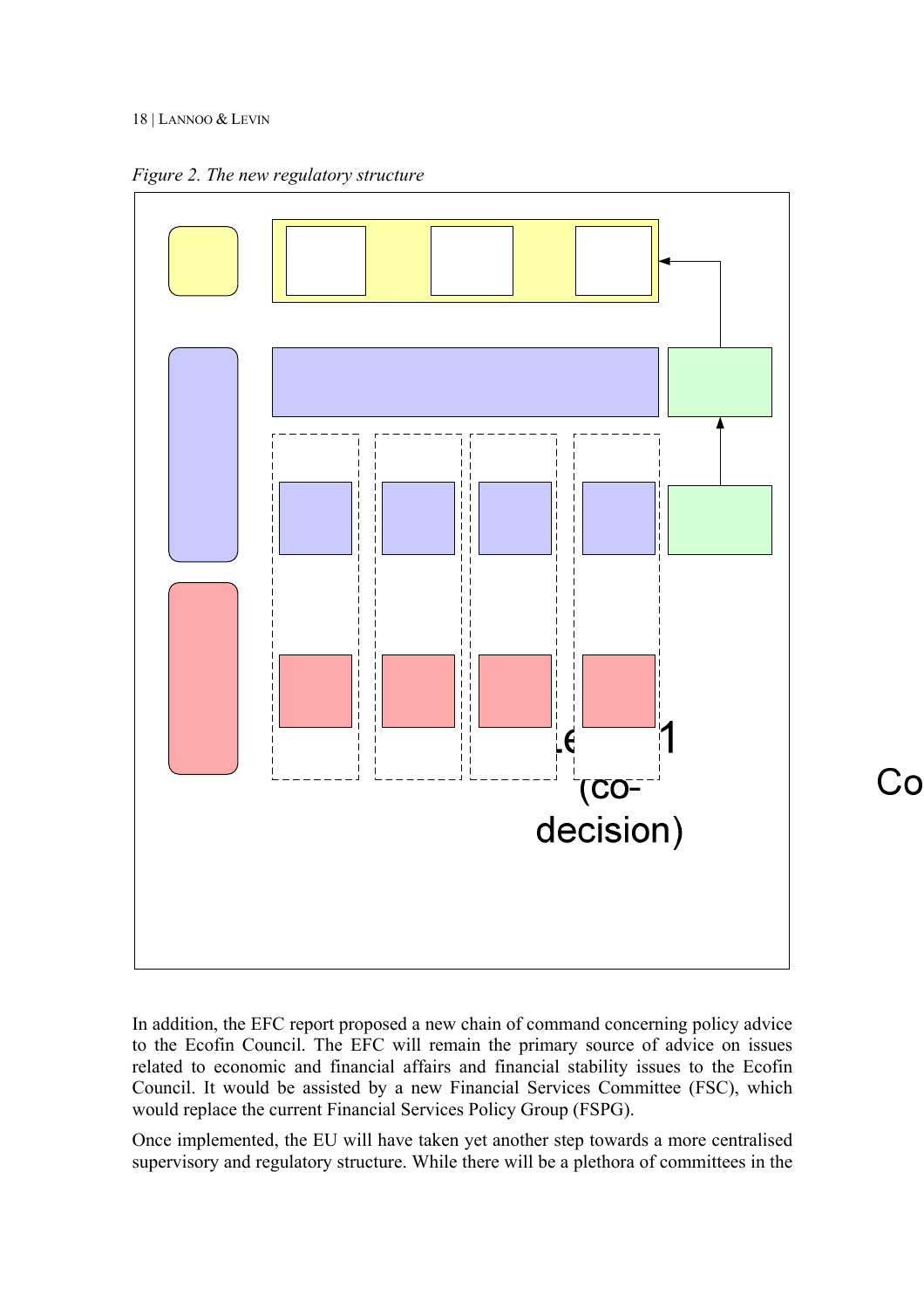*Figure 2. The new regulatory structure*

In addition, the EFC report proposed a new chain of command concerning policy advice to the Ecofin Council. The EFC will remain the primary source of advice on issues related to economic and financial affairs and financial stability issues to the Ecofin Council. It would be assisted by a new Financial Services Committee (FSC), which would replace the current Financial Services Policy Group (FSPG).

Once implemented, the EU will have taken yet another step towards a more centralised supervisory and regulatory structure. While there will be a plethora of committees in the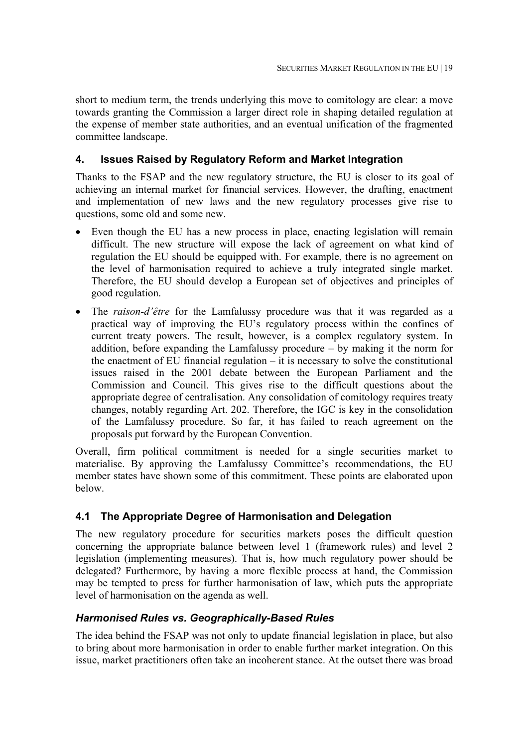short to medium term, the trends underlying this move to comitology are clear: a move towards granting the Commission a larger direct role in shaping detailed regulation at the expense of member state authorities, and an eventual unification of the fragmented committee landscape.

## 4. Issues Raised by Regulatory Reform and Market Integration

Thanks to the FSAP and the new regulatory structure, the EU is closer to its goal of achieving an internal market for financial services. However, the drafting, enactment and implementation of new laws and the new regulatory processes give rise to questions, some old and some new.

- Even though the EU has a new process in place, enacting legislation will remain difficult. The new structure will expose the lack of agreement on what kind of regulation the EU should be equipped with. For example, there is no agreement on the level of harmonisation required to achieve a truly integrated single market. Therefore, the EU should develop a European set of objectives and principles of good regulation.
- The *raison-d'être* for the Lamfalussy procedure was that it was regarded as a practical way of improving the EU's regulatory process within the confines of current treaty powers. The result, however, is a complex regulatory system. In addition, before expanding the Lamfalussy procedure – by making it the norm for the enactment of EU financial regulation – it is necessary to solve the constitutional issues raised in the 2001 debate between the European Parliament and the Commission and Council. This gives rise to the difficult questions about the appropriate degree of centralisation. Any consolidation of comitology requires treaty changes, notably regarding Art. 202. Therefore, the IGC is key in the consolidation of the Lamfalussy procedure. So far, it has failed to reach agreement on the proposals put forward by the European Convention.

Overall, firm political commitment is needed for a single securities market to materialise. By approving the Lamfalussy Committee's recommendations, the EU member states have shown some of this commitment. These points are elaborated upon below.

### 4.1 The Appropriate Degree of Harmonisation and Delegation

The new regulatory procedure for securities markets poses the difficult question concerning the appropriate balance between level 1 (framework rules) and level 2 legislation (implementing measures). That is, how much regulatory power should be delegated? Furthermore, by having a more flexible process at hand, the Commission may be tempted to press for further harmonisation of law, which puts the appropriate level of harmonisation on the agenda as well.

#### *Harmonised Rules vs. Geographically-Based Rules*

The idea behind the FSAP was not only to update financial legislation in place, but also to bring about more harmonisation in order to enable further market integration. On this issue, market practitioners often take an incoherent stance. At the outset there was broad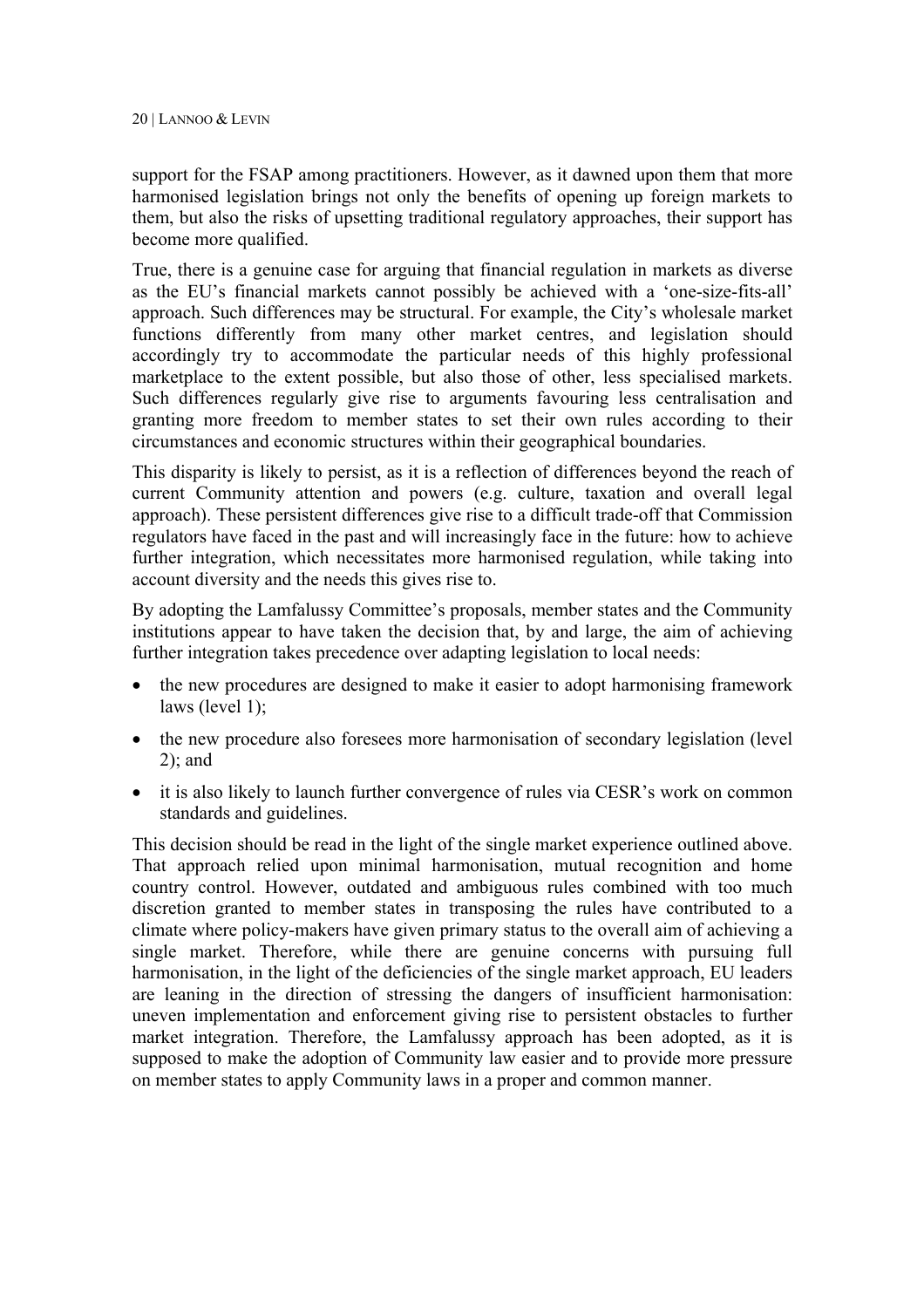support for the FSAP among practitioners. However, as it dawned upon them that more harmonised legislation brings not only the benefits of opening up foreign markets to them, but also the risks of upsetting traditional regulatory approaches, their support has become more qualified.

True, there is a genuine case for arguing that financial regulation in markets as diverse as the EU's financial markets cannot possibly be achieved with a 'one-size-fits-all' approach. Such differences may be structural. For example, the City's wholesale market functions differently from many other market centres, and legislation should accordingly try to accommodate the particular needs of this highly professional marketplace to the extent possible, but also those of other, less specialised markets. Such differences regularly give rise to arguments favouring less centralisation and granting more freedom to member states to set their own rules according to their circumstances and economic structures within their geographical boundaries.

This disparity is likely to persist, as it is a reflection of differences beyond the reach of current Community attention and powers (e.g. culture, taxation and overall legal approach). These persistent differences give rise to a difficult trade-off that Commission regulators have faced in the past and will increasingly face in the future: how to achieve further integration, which necessitates more harmonised regulation, while taking into account diversity and the needs this gives rise to.

By adopting the Lamfalussy Committee's proposals, member states and the Community institutions appear to have taken the decision that, by and large, the aim of achieving further integration takes precedence over adapting legislation to local needs:

- the new procedures are designed to make it easier to adopt harmonising framework laws (level 1);
- the new procedure also foresees more harmonisation of secondary legislation (level 2); and
- it is also likely to launch further convergence of rules via CESR's work on common standards and guidelines.

This decision should be read in the light of the single market experience outlined above. That approach relied upon minimal harmonisation, mutual recognition and home country control. However, outdated and ambiguous rules combined with too much discretion granted to member states in transposing the rules have contributed to a climate where policy-makers have given primary status to the overall aim of achieving a single market. Therefore, while there are genuine concerns with pursuing full harmonisation, in the light of the deficiencies of the single market approach, EU leaders are leaning in the direction of stressing the dangers of insufficient harmonisation: uneven implementation and enforcement giving rise to persistent obstacles to further market integration. Therefore, the Lamfalussy approach has been adopted, as it is supposed to make the adoption of Community law easier and to provide more pressure on member states to apply Community laws in a proper and common manner.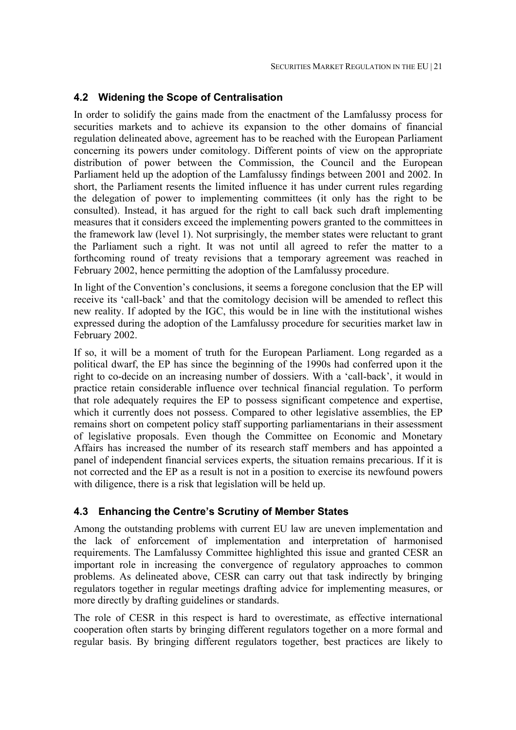## 4.2 Widening the Scope of Centralisation

In order to solidify the gains made from the enactment of the Lamfalussy process for securities markets and to achieve its expansion to the other domains of financial regulation delineated above, agreement has to be reached with the European Parliament concerning its powers under comitology. Different points of view on the appropriate distribution of power between the Commission, the Council and the European Parliament held up the adoption of the Lamfalussy findings between 2001 and 2002. In short, the Parliament resents the limited influence it has under current rules regarding the delegation of power to implementing committees (it only has the right to be consulted). Instead, it has argued for the right to call back such draft implementing measures that it considers exceed the implementing powers granted to the committees in the framework law (level 1). Not surprisingly, the member states were reluctant to grant the Parliament such a right. It was not until all agreed to refer the matter to a forthcoming round of treaty revisions that a temporary agreement was reached in February 2002, hence permitting the adoption of the Lamfalussy procedure.

In light of the Convention's conclusions, it seems a foregone conclusion that the EP will receive its 'call-back' and that the comitology decision will be amended to reflect this new reality. If adopted by the IGC, this would be in line with the institutional wishes expressed during the adoption of the Lamfalussy procedure for securities market law in February 2002.

If so, it will be a moment of truth for the European Parliament. Long regarded as a political dwarf, the EP has since the beginning of the 1990s had conferred upon it the right to co-decide on an increasing number of dossiers. With a 'call-back', it would in practice retain considerable influence over technical financial regulation. To perform that role adequately requires the EP to possess significant competence and expertise, which it currently does not possess. Compared to other legislative assemblies, the EP remains short on competent policy staff supporting parliamentarians in their assessment of legislative proposals. Even though the Committee on Economic and Monetary Affairs has increased the number of its research staff members and has appointed a panel of independent financial services experts, the situation remains precarious. If it is not corrected and the EP as a result is not in a position to exercise its newfound powers with diligence, there is a risk that legislation will be held up.

## 4.3 Enhancing the Centre's Scrutiny of Member States

Among the outstanding problems with current EU law are uneven implementation and the lack of enforcement of implementation and interpretation of harmonised requirements. The Lamfalussy Committee highlighted this issue and granted CESR an important role in increasing the convergence of regulatory approaches to common problems. As delineated above, CESR can carry out that task indirectly by bringing regulators together in regular meetings drafting advice for implementing measures, or more directly by drafting guidelines or standards.

The role of CESR in this respect is hard to overestimate, as effective international cooperation often starts by bringing different regulators together on a more formal and regular basis. By bringing different regulators together, best practices are likely to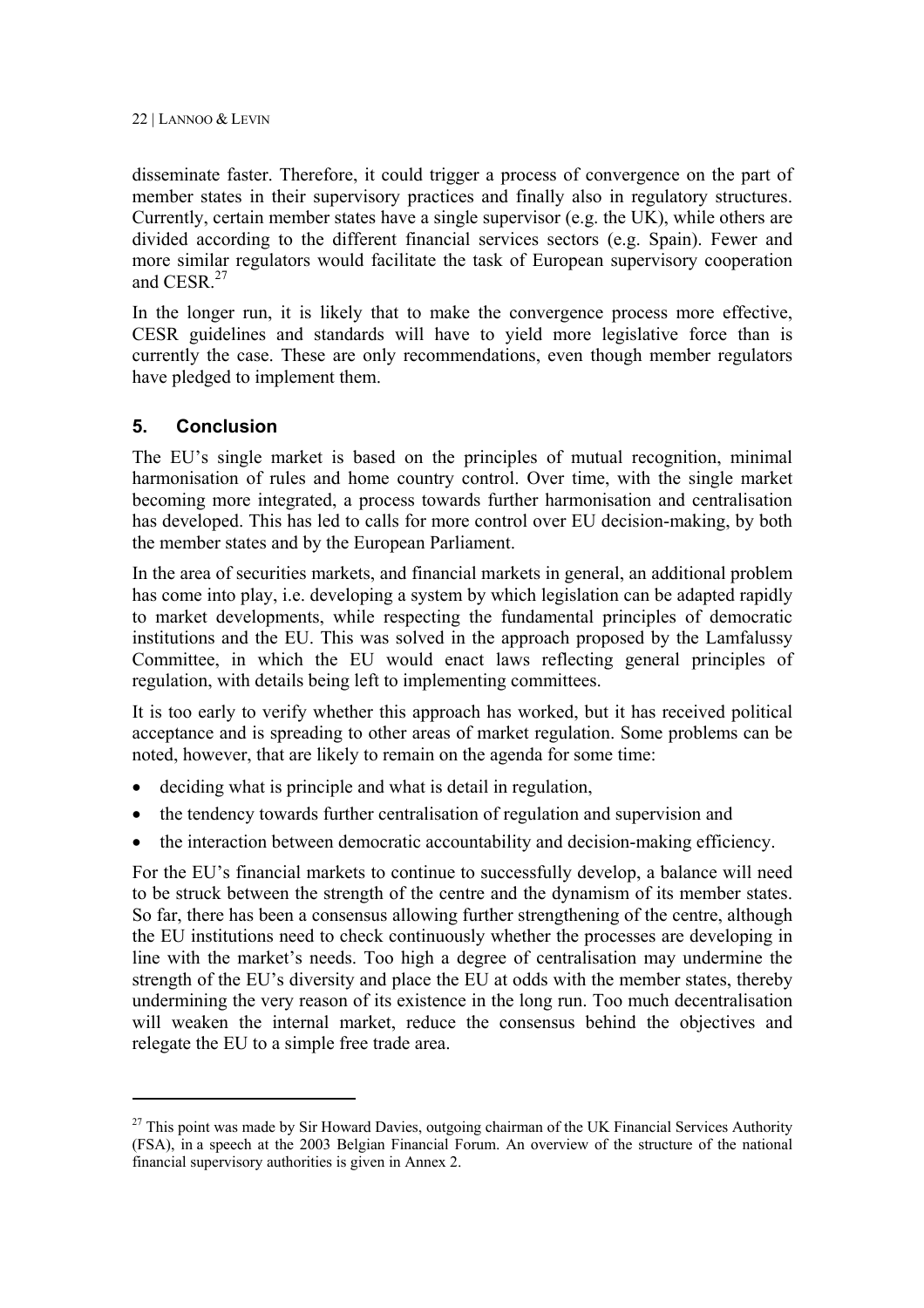disseminate faster. Therefore, it could trigger a process of convergence on the part of member states in their supervisory practices and finally also in regulatory structures. Currently, certain member states have a single supervisor (e.g. the UK), while others are divided according to the different financial services sectors (e.g. Spain). Fewer and more similar regulators would facilitate the task of European supervisory cooperation and CESR.[27]

In the longer run, it is likely that to make the convergence process more effective, CESR guidelines and standards will have to yield more legislative force than is currently the case. These are only recommendations, even though member regulators have pledged to implement them.

## 5. Conclusion

The EU's single market is based on the principles of mutual recognition, minimal harmonisation of rules and home country control. Over time, with the single market becoming more integrated, a process towards further harmonisation and centralisation has developed. This has led to calls for more control over EU decision-making, by both the member states and by the European Parliament.

In the area of securities markets, and financial markets in general, an additional problem has come into play, i.e. developing a system by which legislation can be adapted rapidly to market developments, while respecting the fundamental principles of democratic institutions and the EU. This was solved in the approach proposed by the Lamfalussy Committee, in which the EU would enact laws reflecting general principles of regulation, with details being left to implementing committees.

It is too early to verify whether this approach has worked, but it has received political acceptance and is spreading to other areas of market regulation. Some problems can be noted, however, that are likely to remain on the agenda for some time:

- deciding what is principle and what is detail in regulation,
- the tendency towards further centralisation of regulation and supervision and
- the interaction between democratic accountability and decision-making efficiency.

For the EU's financial markets to continue to successfully develop, a balance will need to be struck between the strength of the centre and the dynamism of its member states. So far, there has been a consensus allowing further strengthening of the centre, although the EU institutions need to check continuously whether the processes are developing in line with the market's needs. Too high a degree of centralisation may undermine the strength of the EU's diversity and place the EU at odds with the member states, thereby undermining the very reason of its existence in the long run. Too much decentralisation will weaken the internal market, reduce the consensus behind the objectives and relegate the EU to a simple free trade area.

---

[27] This point was made by Sir Howard Davies, outgoing chairman of the UK Financial Services Authority (FSA), in a speech at the 2003 Belgian Financial Forum. An overview of the structure of the national financial supervisory authorities is given in Annex 2.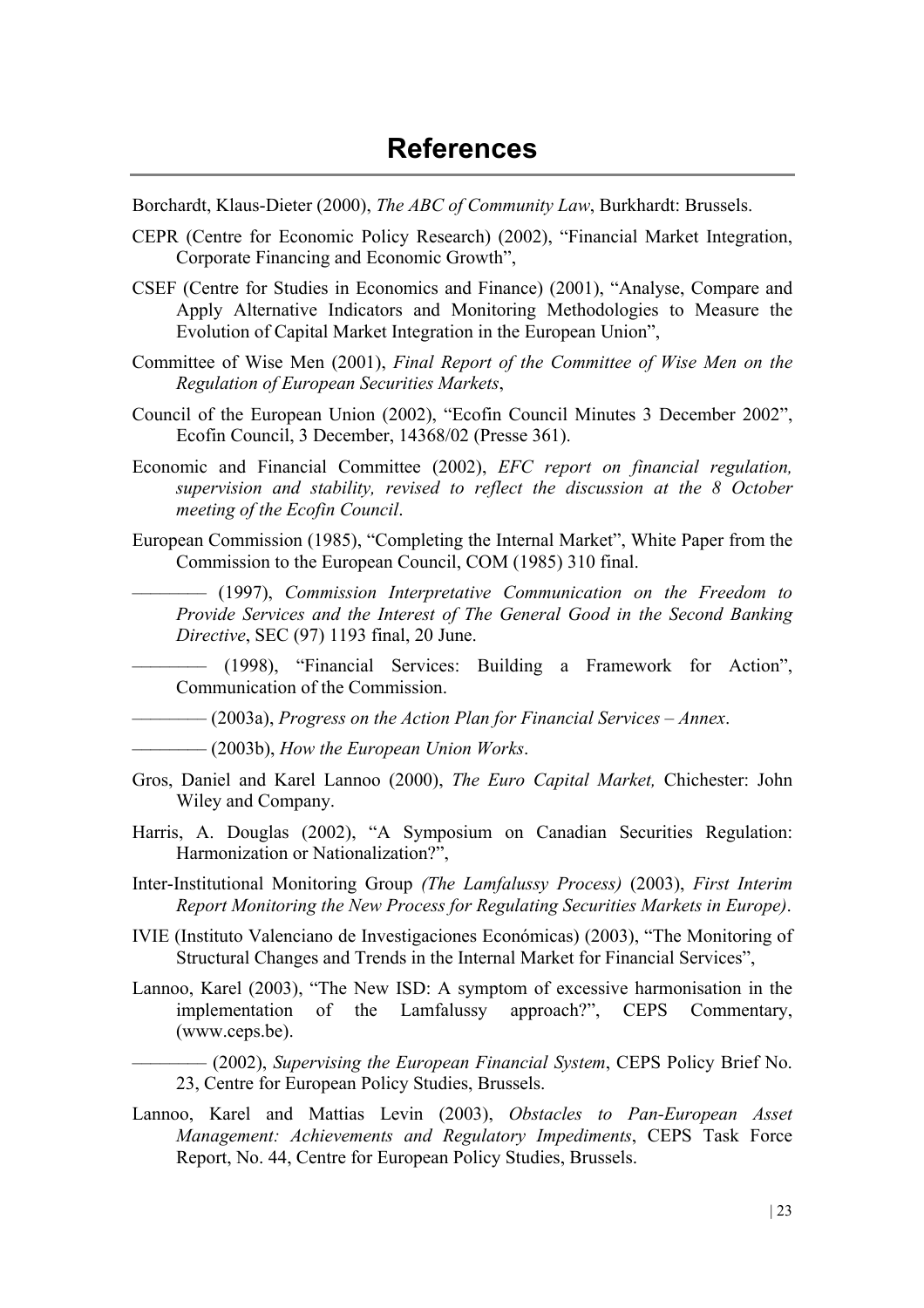# References

Borchardt, Klaus-Dieter (2000), *The ABC of Community Law*, Burkhardt: Brussels.

CEPR (Centre for Economic Policy Research) (2002), "Financial Market Integration, Corporate Financing and Economic Growth",

CSEF (Centre for Studies in Economics and Finance) (2001), "Analyse, Compare and Apply Alternative Indicators and Monitoring Methodologies to Measure the Evolution of Capital Market Integration in the European Union",

Committee of Wise Men (2001), *Final Report of the Committee of Wise Men on the Regulation of European Securities Markets*,

Council of the European Union (2002), "Ecofin Council Minutes 3 December 2002", Ecofin Council, 3 December, 14368/02 (Presse 361).

Economic and Financial Committee (2002), *EFC report on financial regulation, supervision and stability, revised to reflect the discussion at the 8 October meeting of the Ecofin Council*.

European Commission (1985), "Completing the Internal Market", White Paper from the Commission to the European Council, COM (1985) 310 final.

———— (1997), *Commission Interpretative Communication on the Freedom to Provide Services and the Interest of The General Good in the Second Banking Directive*, SEC (97) 1193 final, 20 June.

———— (1998), "Financial Services: Building a Framework for Action", Communication of the Commission.

———— (2003a), *Progress on the Action Plan for Financial Services – Annex*.

———— (2003b), *How the European Union Works*.

Gros, Daniel and Karel Lannoo (2000), *The Euro Capital Market,* Chichester: John Wiley and Company.

Harris, A. Douglas (2002), "A Symposium on Canadian Securities Regulation: Harmonization or Nationalization?",

Inter-Institutional Monitoring Group *(The Lamfalussy Process)* (2003), *First Interim Report Monitoring the New Process for Regulating Securities Markets in Europe)*.

IVIE (Instituto Valenciano de Investigaciones Económicas) (2003), "The Monitoring of Structural Changes and Trends in the Internal Market for Financial Services",

Lannoo, Karel (2003), "The New ISD: A symptom of excessive harmonisation in the implementation of the Lamfalussy approach?", CEPS Commentary, (www.ceps.be).

———— (2002), *Supervising the European Financial System*, CEPS Policy Brief No. 23, Centre for European Policy Studies, Brussels.

Lannoo, Karel and Mattias Levin (2003), *Obstacles to Pan-European Asset Management: Achievements and Regulatory Impediments*, CEPS Task Force Report, No. 44, Centre for European Policy Studies, Brussels.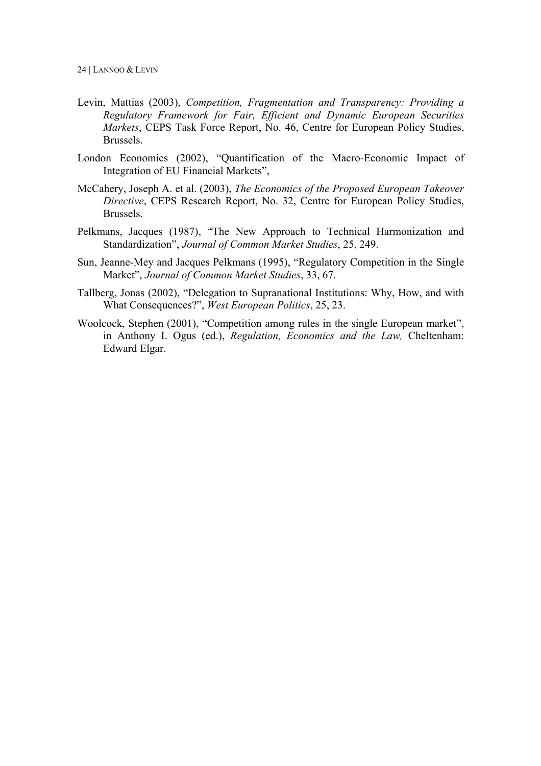Levin, Mattias (2003), *Competition, Fragmentation and Transparency: Providing a Regulatory Framework for Fair, Efficient and Dynamic European Securities Markets*, CEPS Task Force Report, No. 46, Centre for European Policy Studies, Brussels.

London Economics (2002), "Quantification of the Macro-Economic Impact of Integration of EU Financial Markets",

McCahery, Joseph A. et al. (2003), *The Economics of the Proposed European Takeover Directive*, CEPS Research Report, No. 32, Centre for European Policy Studies, Brussels.

Pelkmans, Jacques (1987), "The New Approach to Technical Harmonization and Standardization", *Journal of Common Market Studies*, 25, 249.

Sun, Jeanne-Mey and Jacques Pelkmans (1995), "Regulatory Competition in the Single Market", *Journal of Common Market Studies*, 33, 67.

Tallberg, Jonas (2002), "Delegation to Supranational Institutions: Why, How, and with What Consequences?", *West European Politics*, 25, 23.

Woolcock, Stephen (2001), "Competition among rules in the single European market", in Anthony I. Ogus (ed.), *Regulation, Economics and the Law,* Cheltenham: Edward Elgar.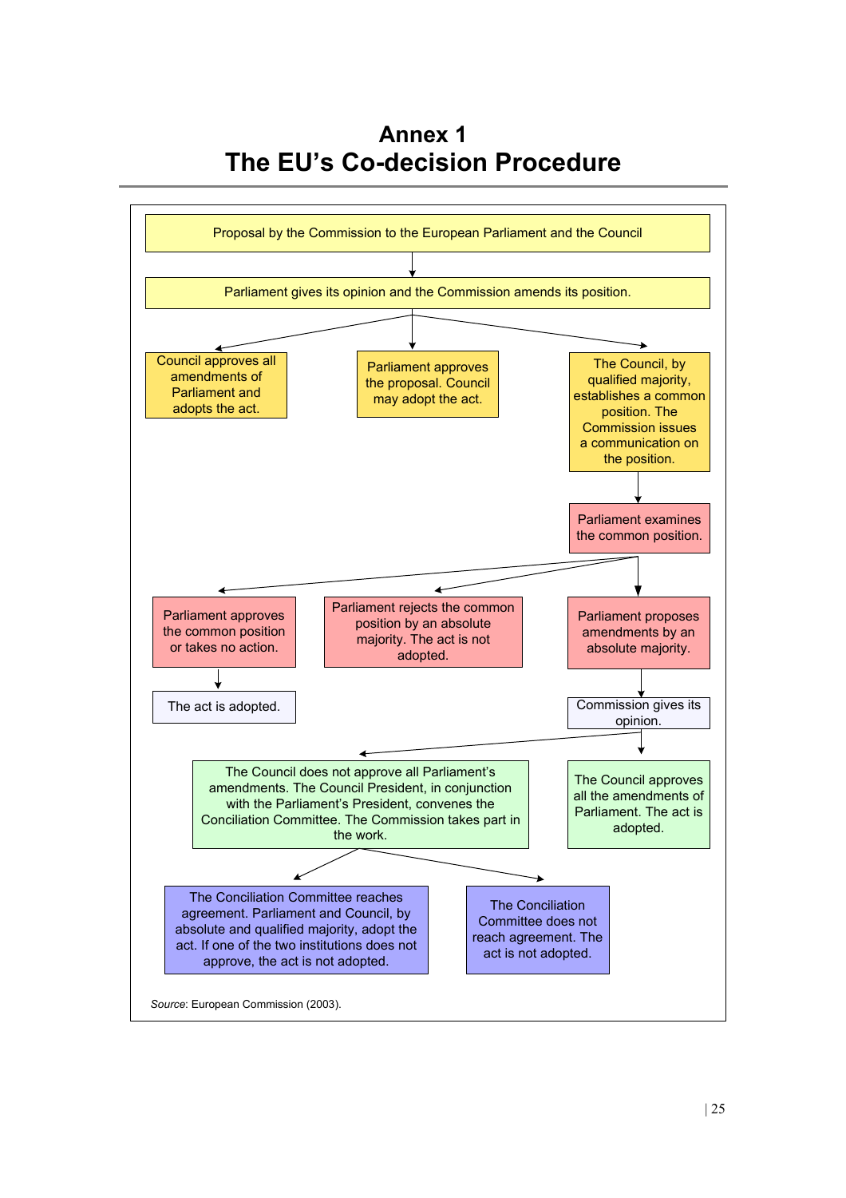# Annex 1
# The EU's Co-decision Procedure

Proposal by the Commission to the European Parliament and the Council

Parliament gives its opinion and the Commission amends its position.

- Council approves all amendments of Parliament and adopts the act.
- Parliament approves the proposal. Council may adopt the act.
- The Council, by qualified majority, establishes a common position. The Commission issues a communication on the position.
  - Parliament examines the common position.
    - Parliament approves the common position or takes no action.
      - The act is adopted.
    - Parliament rejects the common position by an absolute majority. The act is not adopted.
    - Parliament proposes amendments by an absolute majority.
      - Commission gives its opinion.
        - The Council does not approve all Parliament's amendments. The Council President, in conjunction with the Parliament's President, convenes the Conciliation Committee. The Commission takes part in the work.
          - The Conciliation Committee reaches agreement. Parliament and Council, by absolute and qualified majority, adopt the act. If one of the two institutions does not approve, the act is not adopted.
          - The Conciliation Committee does not reach agreement. The act is not adopted.
        - The Council approves all the amendments of Parliament. The act is adopted.

*Source*: European Commission (2003).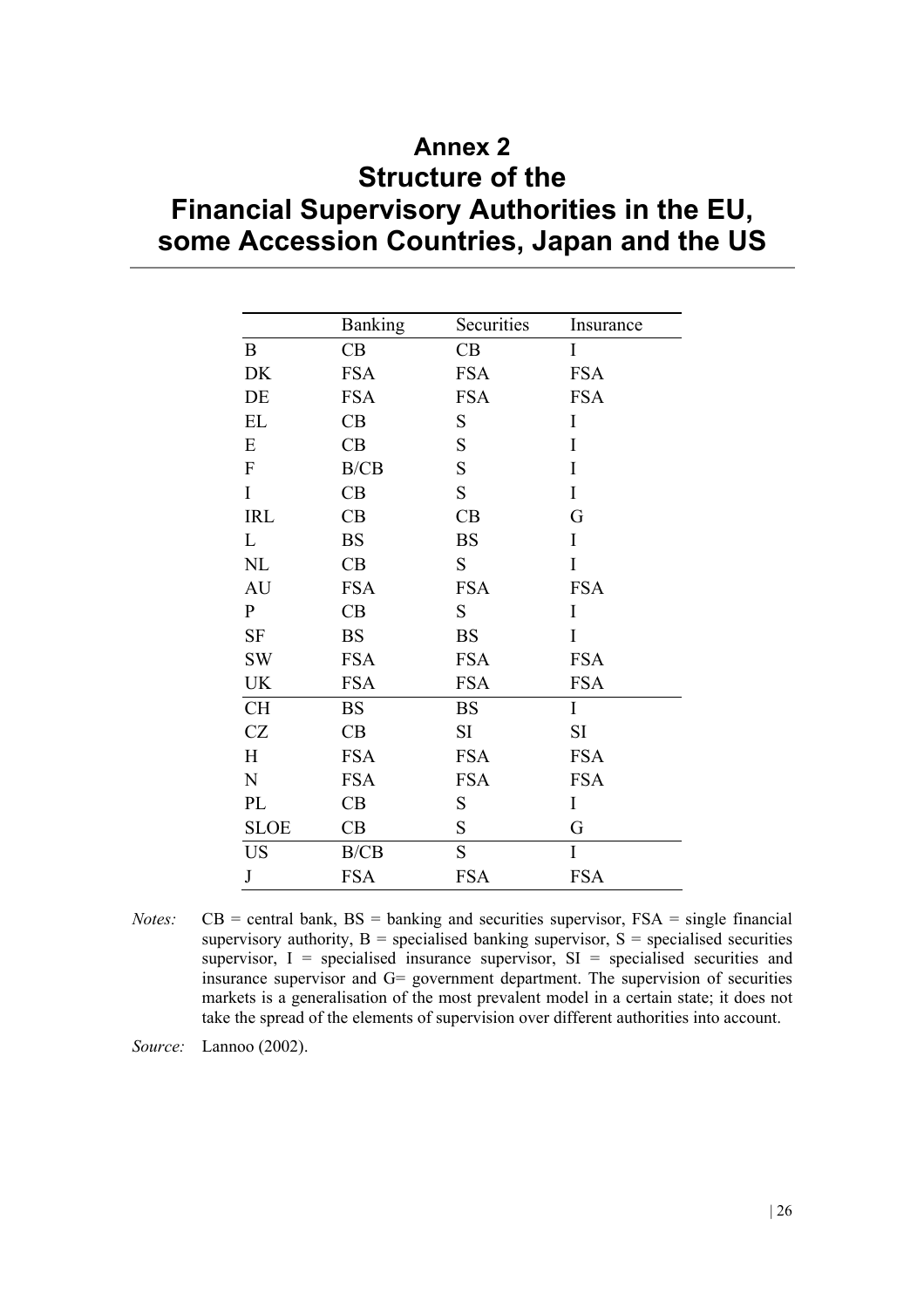# Annex 2

# Structure of the Financial Supervisory Authorities in the EU, some Accession Countries, Japan and the US

| | Banking | Securities | Insurance |
|---|---|---|---|
| B | CB | CB | I |
| DK | FSA | FSA | FSA |
| DE | FSA | FSA | FSA |
| EL | CB | S | I |
| E | CB | S | I |
| F | B/CB | S | I |
| I | CB | S | I |
| IRL | CB | CB | G |
| L | BS | BS | I |
| NL | CB | S | I |
| AU | FSA | FSA | FSA |
| P | CB | S | I |
| SF | BS | BS | I |
| SW | FSA | FSA | FSA |
| UK | FSA | FSA | FSA |
| CH | BS | BS | I |
| CZ | CB | SI | SI |
| H | FSA | FSA | FSA |
| N | FSA | FSA | FSA |
| PL | CB | S | I |
| SLOE | CB | S | G |
| US | B/CB | S | I |
| J | FSA | FSA | FSA |

*Notes:* CB = central bank, BS = banking and securities supervisor, FSA = single financial supervisory authority, B = specialised banking supervisor, S = specialised securities supervisor, I = specialised insurance supervisor, SI = specialised securities and insurance supervisor and G= government department. The supervision of securities markets is a generalisation of the most prevalent model in a certain state; it does not take the spread of the elements of supervision over different authorities into account.

*Source:* Lannoo (2002).